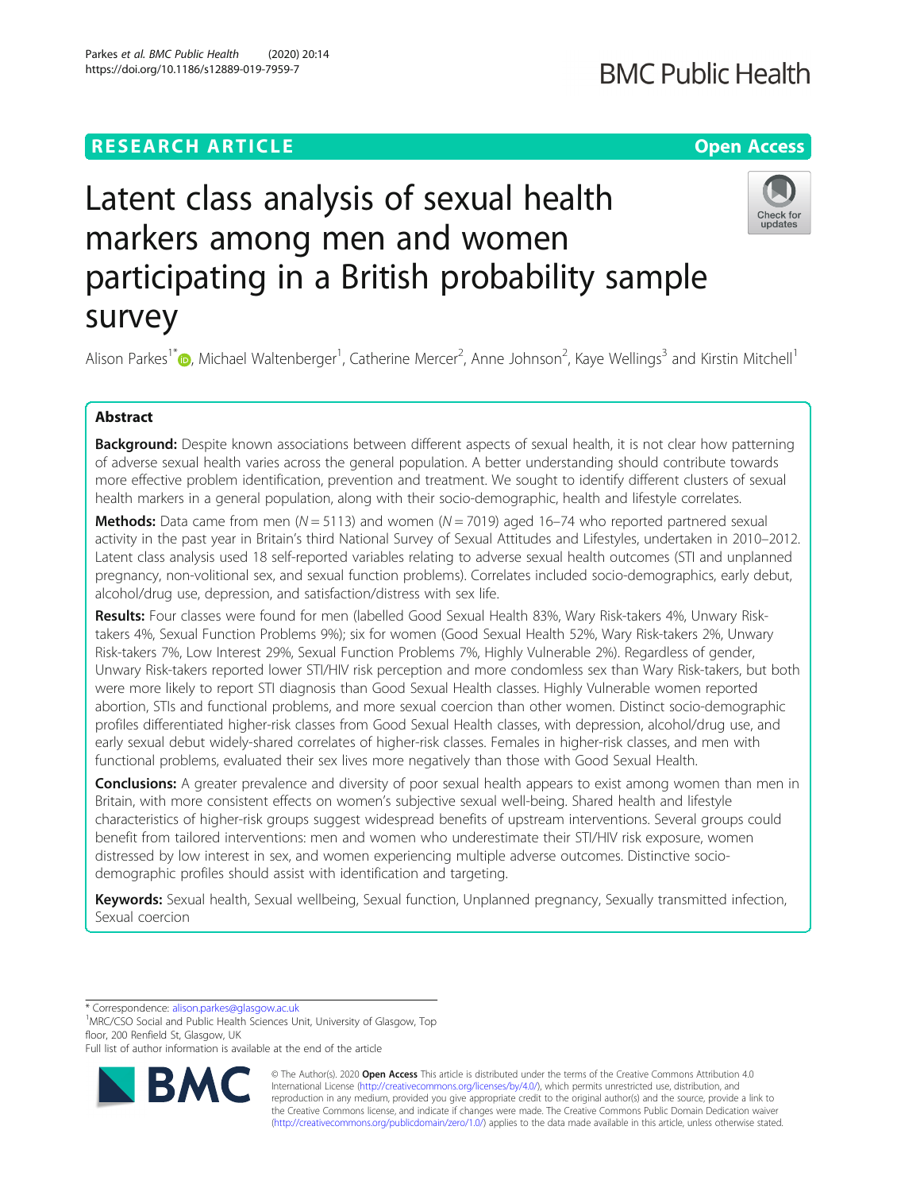RESEARCH ARTICLE

Open Access

# Latent class analysis of sexual health markers among men and women participating in a British probability sample survey

Alison Parkes[1*], Michael Waltenberger[1], Catherine Mercer[2], Anne Johnson[2], Kaye Wellings[3] and Kirstin Mitchell[1]

## Abstract

**Background:** Despite known associations between different aspects of sexual health, it is not clear how patterning of adverse sexual health varies across the general population. A better understanding should contribute towards more effective problem identification, prevention and treatment. We sought to identify different clusters of sexual health markers in a general population, along with their socio-demographic, health and lifestyle correlates.

**Methods:** Data came from men ($N = 5113$) and women ($N = 7019$) aged 16–74 who reported partnered sexual activity in the past year in Britain's third National Survey of Sexual Attitudes and Lifestyles, undertaken in 2010–2012. Latent class analysis used 18 self-reported variables relating to adverse sexual health outcomes (STI and unplanned pregnancy, non-volitional sex, and sexual function problems). Correlates included socio-demographics, early debut, alcohol/drug use, depression, and satisfaction/distress with sex life.

**Results:** Four classes were found for men (labelled Good Sexual Health 83%, Wary Risk-takers 4%, Unwary Risk-takers 4%, Sexual Function Problems 9%); six for women (Good Sexual Health 52%, Wary Risk-takers 2%, Unwary Risk-takers 7%, Low Interest 29%, Sexual Function Problems 7%, Highly Vulnerable 2%). Regardless of gender, Unwary Risk-takers reported lower STI/HIV risk perception and more condomless sex than Wary Risk-takers, but both were more likely to report STI diagnosis than Good Sexual Health classes. Highly Vulnerable women reported abortion, STIs and functional problems, and more sexual coercion than other women. Distinct socio-demographic profiles differentiated higher-risk classes from Good Sexual Health classes, with depression, alcohol/drug use, and early sexual debut widely-shared correlates of higher-risk classes. Females in higher-risk classes, and men with functional problems, evaluated their sex lives more negatively than those with Good Sexual Health.

**Conclusions:** A greater prevalence and diversity of poor sexual health appears to exist among women than men in Britain, with more consistent effects on women's subjective sexual well-being. Shared health and lifestyle characteristics of higher-risk groups suggest widespread benefits of upstream interventions. Several groups could benefit from tailored interventions: men and women who underestimate their STI/HIV risk exposure, women distressed by low interest in sex, and women experiencing multiple adverse outcomes. Distinctive socio-demographic profiles should assist with identification and targeting.

**Keywords:** Sexual health, Sexual wellbeing, Sexual function, Unplanned pregnancy, Sexually transmitted infection, Sexual coercion

---

* Correspondence: alison.parkes@glasgow.ac.uk
[1]MRC/CSO Social and Public Health Sciences Unit, University of Glasgow, Top floor, 200 Renfield St, Glasgow, UK
Full list of author information is available at the end of the article

© The Author(s). 2020 **Open Access** This article is distributed under the terms of the Creative Commons Attribution 4.0 International License (http://creativecommons.org/licenses/by/4.0/), which permits unrestricted use, distribution, and reproduction in any medium, provided you give appropriate credit to the original author(s) and the source, provide a link to the Creative Commons license, and indicate if changes were made. The Creative Commons Public Domain Dedication waiver (http://creativecommons.org/publicdomain/zero/1.0/) applies to the data made available in this article, unless otherwise stated.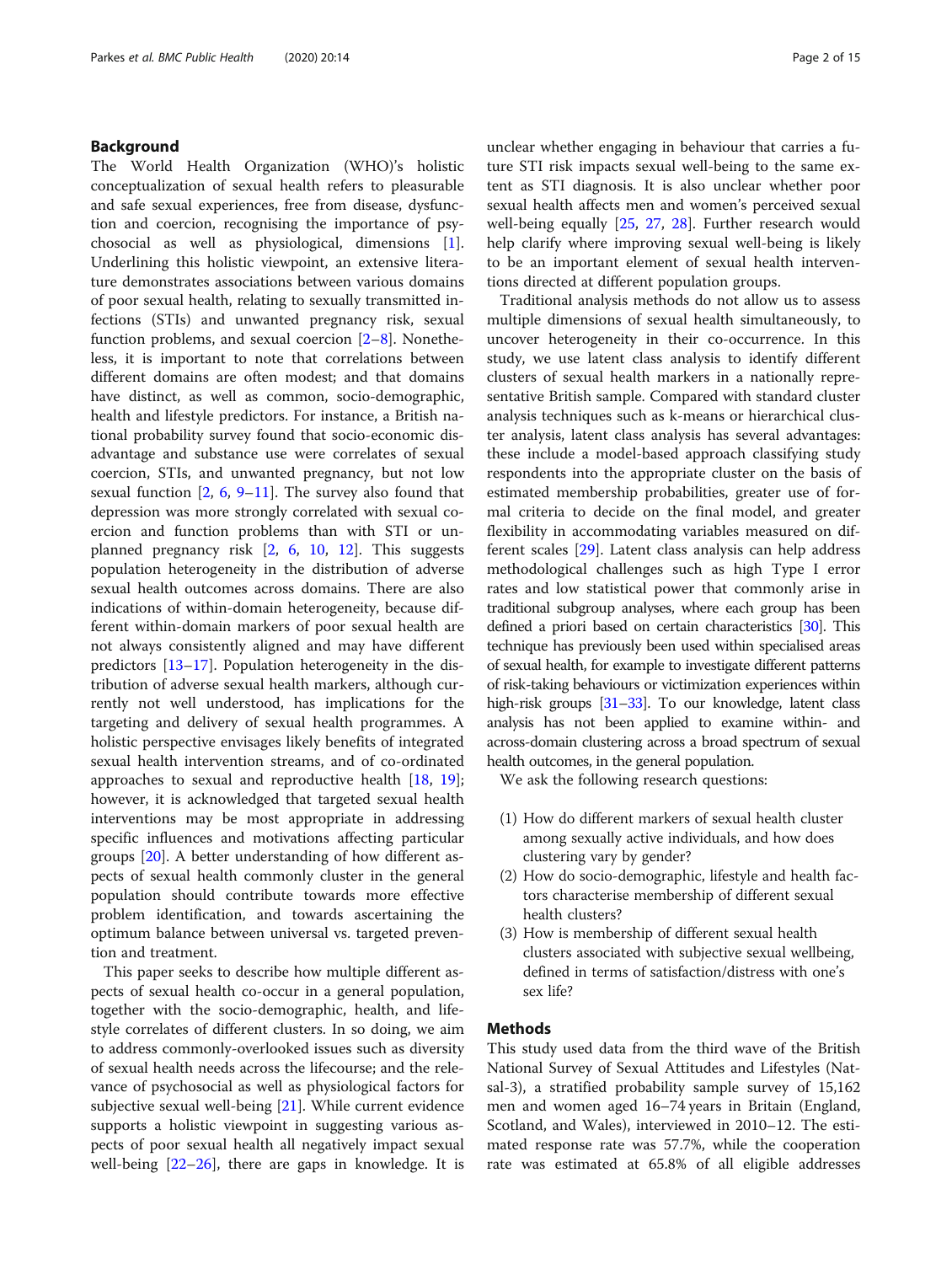## Background

The World Health Organization (WHO)'s holistic conceptualization of sexual health refers to pleasurable and safe sexual experiences, free from disease, dysfunction and coercion, recognising the importance of psychosocial as well as physiological, dimensions [1]. Underlining this holistic viewpoint, an extensive literature demonstrates associations between various domains of poor sexual health, relating to sexually transmitted infections (STIs) and unwanted pregnancy risk, sexual function problems, and sexual coercion [2–8]. Nonetheless, it is important to note that correlations between different domains are often modest; and that domains have distinct, as well as common, socio-demographic, health and lifestyle predictors. For instance, a British national probability survey found that socio-economic disadvantage and substance use were correlates of sexual coercion, STIs, and unwanted pregnancy, but not low sexual function [2, 6, 9–11]. The survey also found that depression was more strongly correlated with sexual coercion and function problems than with STI or unplanned pregnancy risk [2, 6, 10, 12]. This suggests population heterogeneity in the distribution of adverse sexual health outcomes across domains. There are also indications of within-domain heterogeneity, because different within-domain markers of poor sexual health are not always consistently aligned and may have different predictors [13–17]. Population heterogeneity in the distribution of adverse sexual health markers, although currently not well understood, has implications for the targeting and delivery of sexual health programmes. A holistic perspective envisages likely benefits of integrated sexual health intervention streams, and of co-ordinated approaches to sexual and reproductive health [18, 19]; however, it is acknowledged that targeted sexual health interventions may be most appropriate in addressing specific influences and motivations affecting particular groups [20]. A better understanding of how different aspects of sexual health commonly cluster in the general population should contribute towards more effective problem identification, and towards ascertaining the optimum balance between universal vs. targeted prevention and treatment.

This paper seeks to describe how multiple different aspects of sexual health co-occur in a general population, together with the socio-demographic, health, and lifestyle correlates of different clusters. In so doing, we aim to address commonly-overlooked issues such as diversity of sexual health needs across the lifecourse; and the relevance of psychosocial as well as physiological factors for subjective sexual well-being [21]. While current evidence supports a holistic viewpoint in suggesting various aspects of poor sexual health all negatively impact sexual well-being [22–26], there are gaps in knowledge. It is unclear whether engaging in behaviour that carries a future STI risk impacts sexual well-being to the same extent as STI diagnosis. It is also unclear whether poor sexual health affects men and women's perceived sexual well-being equally [25, 27, 28]. Further research would help clarify where improving sexual well-being is likely to be an important element of sexual health interventions directed at different population groups.

Traditional analysis methods do not allow us to assess multiple dimensions of sexual health simultaneously, to uncover heterogeneity in their co-occurrence. In this study, we use latent class analysis to identify different clusters of sexual health markers in a nationally representative British sample. Compared with standard cluster analysis techniques such as k-means or hierarchical cluster analysis, latent class analysis has several advantages: these include a model-based approach classifying study respondents into the appropriate cluster on the basis of estimated membership probabilities, greater use of formal criteria to decide on the final model, and greater flexibility in accommodating variables measured on different scales [29]. Latent class analysis can help address methodological challenges such as high Type I error rates and low statistical power that commonly arise in traditional subgroup analyses, where each group has been defined a priori based on certain characteristics [30]. This technique has previously been used within specialised areas of sexual health, for example to investigate different patterns of risk-taking behaviours or victimization experiences within high-risk groups [31–33]. To our knowledge, latent class analysis has not been applied to examine within- and across-domain clustering across a broad spectrum of sexual health outcomes, in the general population.

We ask the following research questions:

1. How do different markers of sexual health cluster among sexually active individuals, and how does clustering vary by gender?
2. How do socio-demographic, lifestyle and health factors characterise membership of different sexual health clusters?
3. How is membership of different sexual health clusters associated with subjective sexual wellbeing, defined in terms of satisfaction/distress with one's sex life?

## Methods

This study used data from the third wave of the British National Survey of Sexual Attitudes and Lifestyles (Natsal-3), a stratified probability sample survey of 15,162 men and women aged 16–74 years in Britain (England, Scotland, and Wales), interviewed in 2010–12. The estimated response rate was 57.7%, while the cooperation rate was estimated at 65.8% of all eligible addresses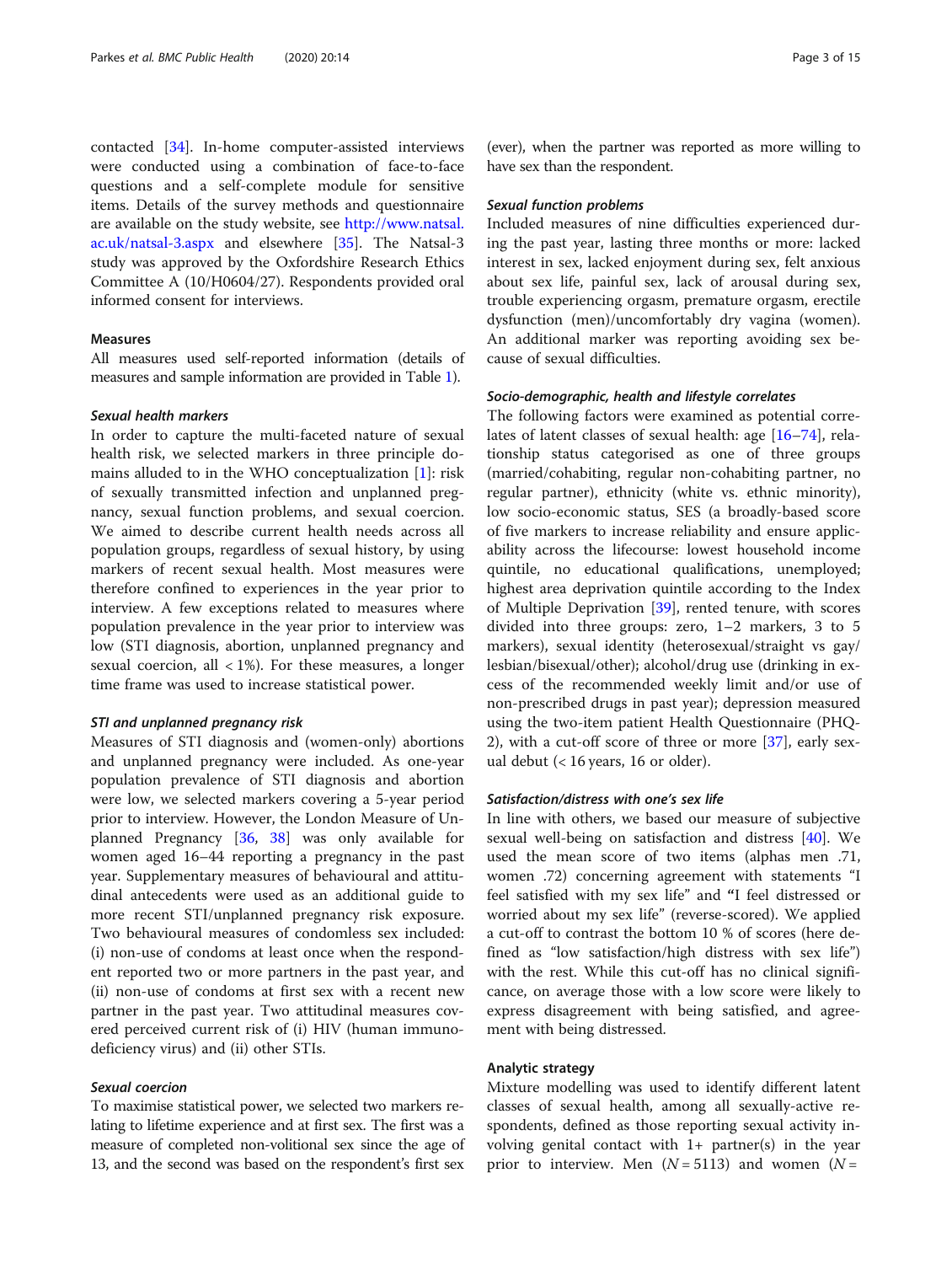contacted [34]. In-home computer-assisted interviews were conducted using a combination of face-to-face questions and a self-complete module for sensitive items. Details of the survey methods and questionnaire are available on the study website, see http://www.natsal.ac.uk/natsal-3.aspx and elsewhere [35]. The Natsal-3 study was approved by the Oxfordshire Research Ethics Committee A (10/H0604/27). Respondents provided oral informed consent for interviews.

### Measures

All measures used self-reported information (details of measures and sample information are provided in Table 1).

#### *Sexual health markers*

In order to capture the multi-faceted nature of sexual health risk, we selected markers in three principle domains alluded to in the WHO conceptualization [1]: risk of sexually transmitted infection and unplanned pregnancy, sexual function problems, and sexual coercion. We aimed to describe current health needs across all population groups, regardless of sexual history, by using markers of recent sexual health. Most measures were therefore confined to experiences in the year prior to interview. A few exceptions related to measures where population prevalence in the year prior to interview was low (STI diagnosis, abortion, unplanned pregnancy and sexual coercion, all < 1%). For these measures, a longer time frame was used to increase statistical power.

#### *STI and unplanned pregnancy risk*

Measures of STI diagnosis and (women-only) abortions and unplanned pregnancy were included. As one-year population prevalence of STI diagnosis and abortion were low, we selected markers covering a 5-year period prior to interview. However, the London Measure of Unplanned Pregnancy [36, 38] was only available for women aged 16–44 reporting a pregnancy in the past year. Supplementary measures of behavioural and attitudinal antecedents were used as an additional guide to more recent STI/unplanned pregnancy risk exposure. Two behavioural measures of condomless sex included: (i) non-use of condoms at least once when the respondent reported two or more partners in the past year, and (ii) non-use of condoms at first sex with a recent new partner in the past year. Two attitudinal measures covered perceived current risk of (i) HIV (human immunodeficiency virus) and (ii) other STIs.

#### *Sexual coercion*

To maximise statistical power, we selected two markers relating to lifetime experience and at first sex. The first was a measure of completed non-volitional sex since the age of 13, and the second was based on the respondent's first sex (ever), when the partner was reported as more willing to have sex than the respondent.

#### *Sexual function problems*

Included measures of nine difficulties experienced during the past year, lasting three months or more: lacked interest in sex, lacked enjoyment during sex, felt anxious about sex life, painful sex, lack of arousal during sex, trouble experiencing orgasm, premature orgasm, erectile dysfunction (men)/uncomfortably dry vagina (women). An additional marker was reporting avoiding sex because of sexual difficulties.

#### *Socio-demographic, health and lifestyle correlates*

The following factors were examined as potential correlates of latent classes of sexual health: age [16–74], relationship status categorised as one of three groups (married/cohabiting, regular non-cohabiting partner, no regular partner), ethnicity (white vs. ethnic minority), low socio-economic status, SES (a broadly-based score of five markers to increase reliability and ensure applicability across the lifecourse: lowest household income quintile, no educational qualifications, unemployed; highest area deprivation quintile according to the Index of Multiple Deprivation [39], rented tenure, with scores divided into three groups: zero, 1–2 markers, 3 to 5 markers), sexual identity (heterosexual/straight vs gay/lesbian/bisexual/other); alcohol/drug use (drinking in excess of the recommended weekly limit and/or use of non-prescribed drugs in past year); depression measured using the two-item patient Health Questionnaire (PHQ-2), with a cut-off score of three or more [37], early sexual debut (< 16 years, 16 or older).

#### *Satisfaction/distress with one's sex life*

In line with others, we based our measure of subjective sexual well-being on satisfaction and distress [40]. We used the mean score of two items (alphas men .71, women .72) concerning agreement with statements "I feel satisfied with my sex life" and "I feel distressed or worried about my sex life" (reverse-scored). We applied a cut-off to contrast the bottom 10 % of scores (here defined as "low satisfaction/high distress with sex life") with the rest. While this cut-off has no clinical significance, on average those with a low score were likely to express disagreement with being satisfied, and agreement with being distressed.

### Analytic strategy

Mixture modelling was used to identify different latent classes of sexual health, among all sexually-active respondents, defined as those reporting sexual activity involving genital contact with 1+ partner(s) in the year prior to interview. Men ($N = 5113$) and women ($N =$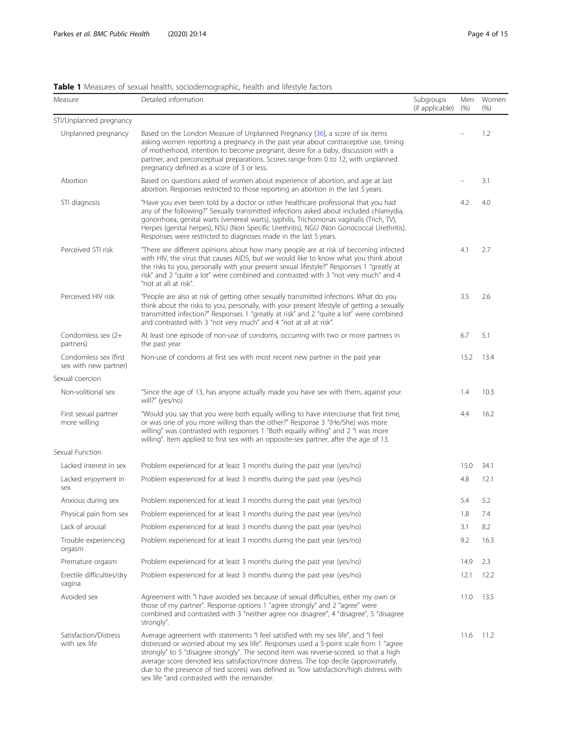**Table 1** Measures of sexual health, sociodemographic, health and lifestyle factors

| Measure | Detailed information | Subgroups (if applicable) | Men (%) | Women (%) |
|---|---|---|---|---|
| STI/Unplanned pregnancy | | | | |
| Unplanned pregnancy | Based on the London Measure of Unplanned Pregnancy [36], a score of six items asking women reporting a pregnancy in the past year about contraceptive use, timing of motherhood, intention to become pregnant, desire for a baby, discussion with a partner, and preconceptual preparations. Scores range from 0 to 12, with unplanned pregnancy defined as a score of 3 or less. | | – | 1.2 |
| Abortion | Based on questions asked of women about experience of abortion, and age at last abortion. Responses restricted to those reporting an abortion in the last 5 years. | | – | 3.1 |
| STI diagnosis | "Have you ever been told by a doctor or other healthcare professional that you had any of the following?" Sexually transmitted infections asked about included chlamydia, gonorrhoea, genital warts (venereal warts), syphilis, Trichomonas vaginalis (Trich, TV), Herpes (genital herpes), NSU (Non Specific Urethritis), NGU (Non Gonococcal Urethritis). Responses were restricted to diagnoses made in the last 5 years. | | 4.2 | 4.0 |
| Perceived STI risk | "There are different opinions about how many people are at risk of becoming infected with HIV, the virus that causes AIDS, but we would like to know what you think about the risks to you, personally with your present sexual lifestyle?" Responses 1 "greatly at risk" and 2 "quite a lot" were combined and contrasted with 3 "not very much" and 4 "not at all at risk". | | 4.1 | 2.7 |
| Perceived HIV risk | "People are also at risk of getting other sexually transmitted infections. What do you think about the risks to you, personally, with your present lifestyle of getting a sexually transmitted infection?" Responses 1 "greatly at risk" and 2 "quite a lot" were combined and contrasted with 3 "not very much" and 4 "not at all at risk". | | 3.5 | 2.6 |
| Condomless sex (2+ partners) | At least one episode of non-use of condoms, occurring with two or more partners in the past year | | 6.7 | 5.1 |
| Condomless sex (first sex with new partner) | Non-use of condoms at first sex with most recent new partner in the past year | | 15.2 | 13.4 |
| Sexual coercion | | | | |
| Non-volitional sex | "Since the age of 13, has anyone actually made you have sex with them, against your will?" (yes/no) | | 1.4 | 10.3 |
| First sexual partner more willing | "Would you say that you were both equally willing to have intercourse that first time, or was one of you more willing than the other?" Response 3 "(He/She) was more willing" was contrasted with responses 1 "Both equally willing" and 2 "I was more willing". Item applied to first sex with an opposite-sex partner, after the age of 13. | | 4.4 | 16.2 |
| Sexual Function | | | | |
| Lacked interest in sex | Problem experienced for at least 3 months during the past year (yes/no) | | 15.0 | 34.1 |
| Lacked enjoyment in sex | Problem experienced for at least 3 months during the past year (yes/no) | | 4.8 | 12.1 |
| Anxious during sex | Problem experienced for at least 3 months during the past year (yes/no) | | 5.4 | 5.2 |
| Physical pain from sex | Problem experienced for at least 3 months during the past year (yes/no) | | 1.8 | 7.4 |
| Lack of arousal | Problem experienced for at least 3 months during the past year (yes/no) | | 3.1 | 8.2 |
| Trouble experiencing orgasm | Problem experienced for at least 3 months during the past year (yes/no) | | 9.2 | 16.3 |
| Premature orgasm | Problem experienced for at least 3 months during the past year (yes/no) | | 14.9 | 2.3 |
| Erectile difficulties/dry vagina | Problem experienced for at least 3 months during the past year (yes/no) | | 12.1 | 12.2 |
| Avoided sex | Agreement with "I have avoided sex because of sexual difficulties, either my own or those of my partner". Response options 1 "agree strongly" and 2 "agree" were combined and contrasted with 3 "neither agree nor disagree", 4 "disagree", 5 "disagree strongly". | | 11.0 | 13.5 |
| Satisfaction/Distress with sex life | Average agreement with statements "I feel satisfied with my sex life", and "I feel distressed or worried about my sex life". Responses used a 5-point scale from 1 "agree strongly" to 5 "disagree strongly". The second item was reverse-scored, so that a high average score denoted less satisfaction/more distress. The top decile (approximately, due to the presence of tied scores) was defined as "low satisfaction/high distress with sex life "and contrasted with the remainder. | | 11.6 | 11.2 |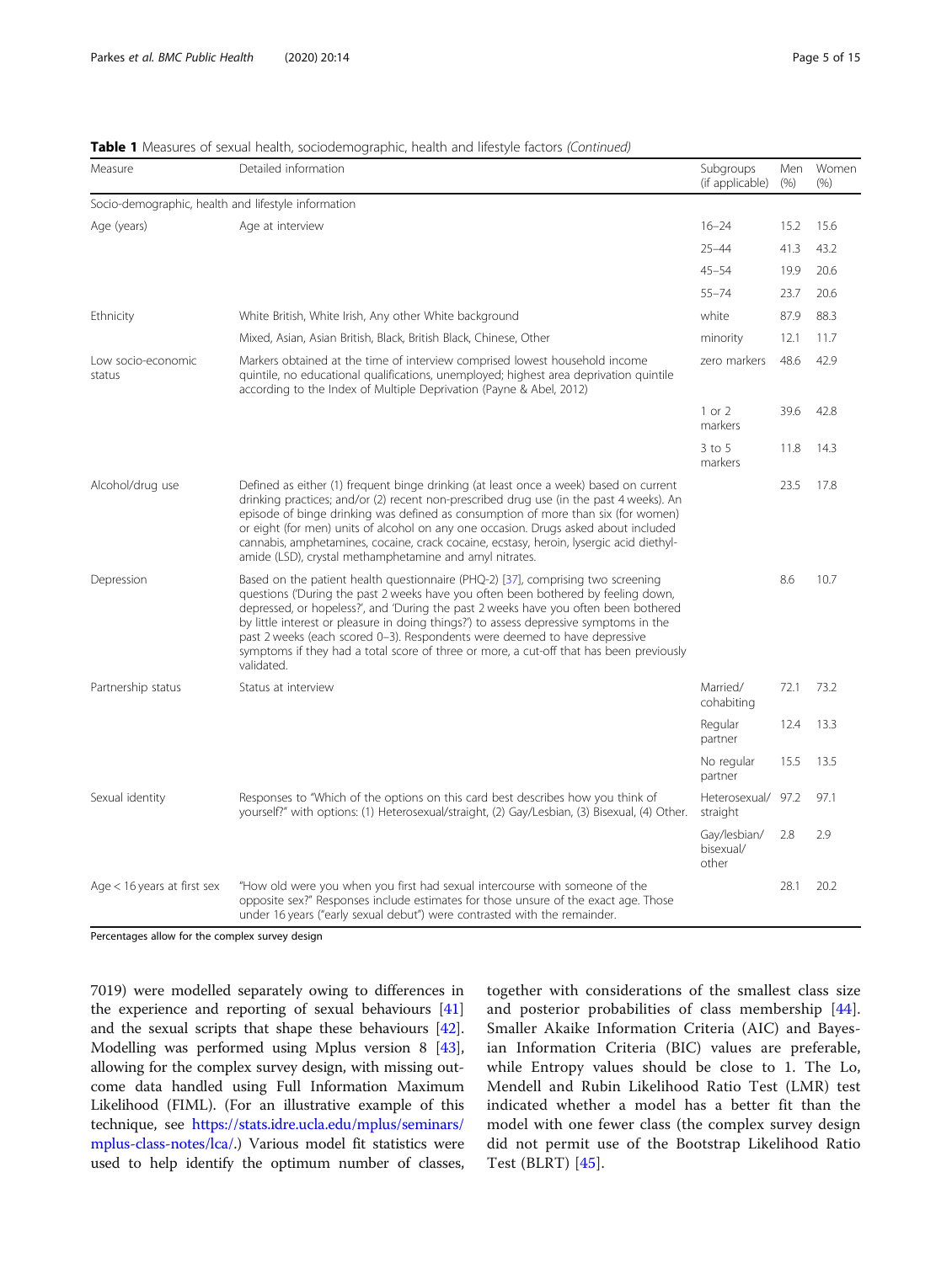**Table 1** Measures of sexual health, sociodemographic, health and lifestyle factors *(Continued)*

| Measure | Detailed information | Subgroups (if applicable) | Men (%) | Women (%) |
|---|---|---|---|---|
| Socio-demographic, health and lifestyle information | | | | |
| Age (years) | Age at interview | 16–24 | 15.2 | 15.6 |
| | | 25–44 | 41.3 | 43.2 |
| | | 45–54 | 19.9 | 20.6 |
| | | 55–74 | 23.7 | 20.6 |
| Ethnicity | White British, White Irish, Any other White background | white | 87.9 | 88.3 |
| | Mixed, Asian, Asian British, Black, British Black, Chinese, Other | minority | 12.1 | 11.7 |
| Low socio-economic status | Markers obtained at the time of interview comprised lowest household income quintile, no educational qualifications, unemployed; highest area deprivation quintile according to the Index of Multiple Deprivation (Payne & Abel, 2012) | zero markers | 48.6 | 42.9 |
| | | 1 or 2 markers | 39.6 | 42.8 |
| | | 3 to 5 markers | 11.8 | 14.3 |
| Alcohol/drug use | Defined as either (1) frequent binge drinking (at least once a week) based on current drinking practices; and/or (2) recent non-prescribed drug use (in the past 4 weeks). An episode of binge drinking was defined as consumption of more than six (for women) or eight (for men) units of alcohol on any one occasion. Drugs asked about included cannabis, amphetamines, cocaine, crack cocaine, ecstasy, heroin, lysergic acid diethyl-amide (LSD), crystal methamphetamine and amyl nitrates. | | 23.5 | 17.8 |
| Depression | Based on the patient health questionnaire (PHQ-2) [37], comprising two screening questions ('During the past 2 weeks have you often been bothered by feeling down, depressed, or hopeless?', and 'During the past 2 weeks have you often been bothered by little interest or pleasure in doing things?') to assess depressive symptoms in the past 2 weeks (each scored 0–3). Respondents were deemed to have depressive symptoms if they had a total score of three or more, a cut-off that has been previously validated. | | 8.6 | 10.7 |
| Partnership status | Status at interview | Married/ cohabiting | 72.1 | 73.2 |
| | | Regular partner | 12.4 | 13.3 |
| | | No regular partner | 15.5 | 13.5 |
| Sexual identity | Responses to "Which of the options on this card best describes how you think of yourself?" with options: (1) Heterosexual/straight, (2) Gay/Lesbian, (3) Bisexual, (4) Other. | Heterosexual/ straight | 97.2 | 97.1 |
| | | Gay/lesbian/ bisexual/ other | 2.8 | 2.9 |
| Age < 16 years at first sex | "How old were you when you first had sexual intercourse with someone of the opposite sex?" Responses include estimates for those unsure of the exact age. Those under 16 years ("early sexual debut") were contrasted with the remainder. | | 28.1 | 20.2 |

Percentages allow for the complex survey design

7019) were modelled separately owing to differences in the experience and reporting of sexual behaviours [41] and the sexual scripts that shape these behaviours [42]. Modelling was performed using Mplus version 8 [43], allowing for the complex survey design, with missing outcome data handled using Full Information Maximum Likelihood (FIML). (For an illustrative example of this technique, see https://stats.idre.ucla.edu/mplus/seminars/mplus-class-notes/lca/.) Various model fit statistics were used to help identify the optimum number of classes, together with considerations of the smallest class size and posterior probabilities of class membership [44]. Smaller Akaike Information Criteria (AIC) and Bayesian Information Criteria (BIC) values are preferable, while Entropy values should be close to 1. The Lo, Mendell and Rubin Likelihood Ratio Test (LMR) test indicated whether a model has a better fit than the model with one fewer class (the complex survey design did not permit use of the Bootstrap Likelihood Ratio Test (BLRT) [45].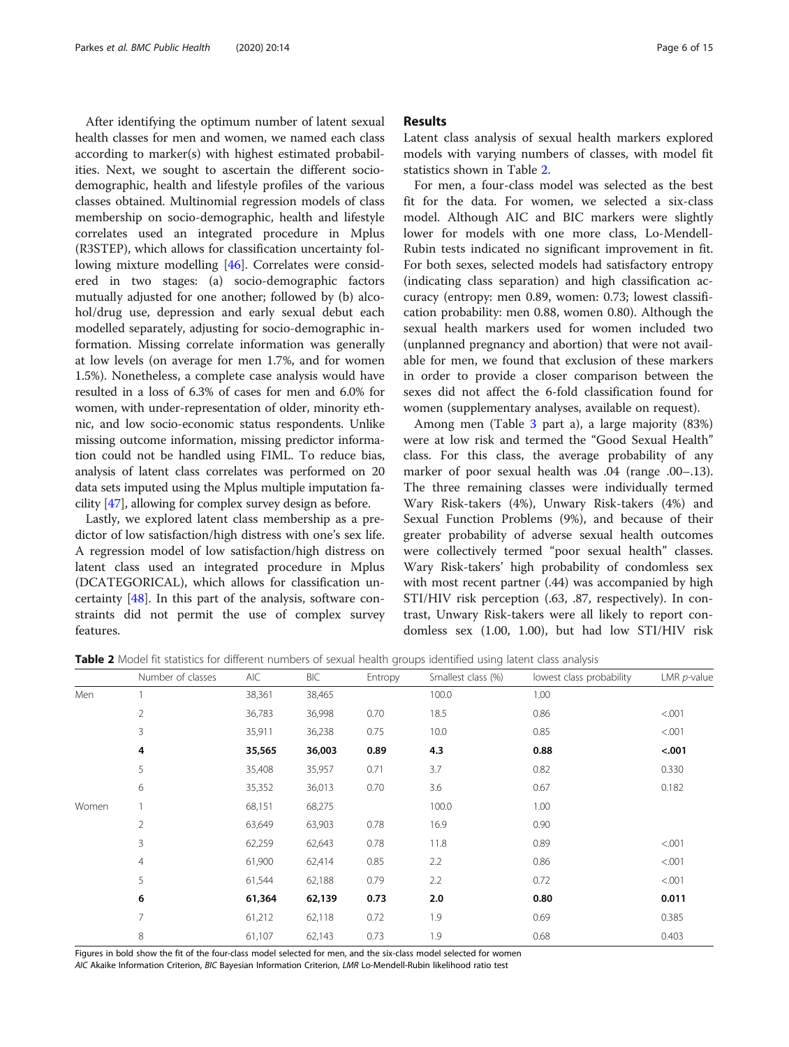After identifying the optimum number of latent sexual health classes for men and women, we named each class according to marker(s) with highest estimated probabilities. Next, we sought to ascertain the different socio-demographic, health and lifestyle profiles of the various classes obtained. Multinomial regression models of class membership on socio-demographic, health and lifestyle correlates used an integrated procedure in Mplus (R3STEP), which allows for classification uncertainty following mixture modelling [46]. Correlates were considered in two stages: (a) socio-demographic factors mutually adjusted for one another; followed by (b) alcohol/drug use, depression and early sexual debut each modelled separately, adjusting for socio-demographic information. Missing correlate information was generally at low levels (on average for men 1.7%, and for women 1.5%). Nonetheless, a complete case analysis would have resulted in a loss of 6.3% of cases for men and 6.0% for women, with under-representation of older, minority ethnic, and low socio-economic status respondents. Unlike missing outcome information, missing predictor information could not be handled using FIML. To reduce bias, analysis of latent class correlates was performed on 20 data sets imputed using the Mplus multiple imputation facility [47], allowing for complex survey design as before.

Lastly, we explored latent class membership as a predictor of low satisfaction/high distress with one's sex life. A regression model of low satisfaction/high distress on latent class used an integrated procedure in Mplus (DCATEGORICAL), which allows for classification uncertainty [48]. In this part of the analysis, software constraints did not permit the use of complex survey features.

## Results

Latent class analysis of sexual health markers explored models with varying numbers of classes, with model fit statistics shown in Table 2.

For men, a four-class model was selected as the best fit for the data. For women, we selected a six-class model. Although AIC and BIC markers were slightly lower for models with one more class, Lo-Mendell-Rubin tests indicated no significant improvement in fit. For both sexes, selected models had satisfactory entropy (indicating class separation) and high classification accuracy (entropy: men 0.89, women: 0.73; lowest classification probability: men 0.88, women 0.80). Although the sexual health markers used for women included two (unplanned pregnancy and abortion) that were not available for men, we found that exclusion of these markers in order to provide a closer comparison between the sexes did not affect the 6-fold classification found for women (supplementary analyses, available on request).

Among men (Table 3 part a), a large majority (83%) were at low risk and termed the "Good Sexual Health" class. For this class, the average probability of any marker of poor sexual health was .04 (range .00–.13). The three remaining classes were individually termed Wary Risk-takers (4%), Unwary Risk-takers (4%) and Sexual Function Problems (9%), and because of their greater probability of adverse sexual health outcomes were collectively termed "poor sexual health" classes. Wary Risk-takers' high probability of condomless sex with most recent partner (.44) was accompanied by high STI/HIV risk perception (.63, .87, respectively). In contrast, Unwary Risk-takers were all likely to report condomless sex (1.00, 1.00), but had low STI/HIV risk

**Table 2** Model fit statistics for different numbers of sexual health groups identified using latent class analysis

| | Number of classes | AIC | BIC | Entropy | Smallest class (%) | lowest class probability | LMR *p*-value |
|---|---|---|---|---|---|---|---|
| Men | 1 | 38,361 | 38,465 | | 100.0 | 1.00 | |
| | 2 | 36,783 | 36,998 | 0.70 | 18.5 | 0.86 | <.001 |
| | 3 | 35,911 | 36,238 | 0.75 | 10.0 | 0.85 | <.001 |
| | **4** | **35,565** | **36,003** | **0.89** | **4.3** | **0.88** | **<.001** |
| | 5 | 35,408 | 35,957 | 0.71 | 3.7 | 0.82 | 0.330 |
| | 6 | 35,352 | 36,013 | 0.70 | 3.6 | 0.67 | 0.182 |
| Women | 1 | 68,151 | 68,275 | | 100.0 | 1.00 | |
| | 2 | 63,649 | 63,903 | 0.78 | 16.9 | 0.90 | |
| | 3 | 62,259 | 62,643 | 0.78 | 11.8 | 0.89 | <.001 |
| | 4 | 61,900 | 62,414 | 0.85 | 2.2 | 0.86 | <.001 |
| | 5 | 61,544 | 62,188 | 0.79 | 2.2 | 0.72 | <.001 |
| | **6** | **61,364** | **62,139** | **0.73** | **2.0** | **0.80** | **0.011** |
| | 7 | 61,212 | 62,118 | 0.72 | 1.9 | 0.69 | 0.385 |
| | 8 | 61,107 | 62,143 | 0.73 | 1.9 | 0.68 | 0.403 |

Figures in bold show the fit of the four-class model selected for men, and the six-class model selected for women

*AIC* Akaike Information Criterion, *BIC* Bayesian Information Criterion, *LMR* Lo-Mendell-Rubin likelihood ratio test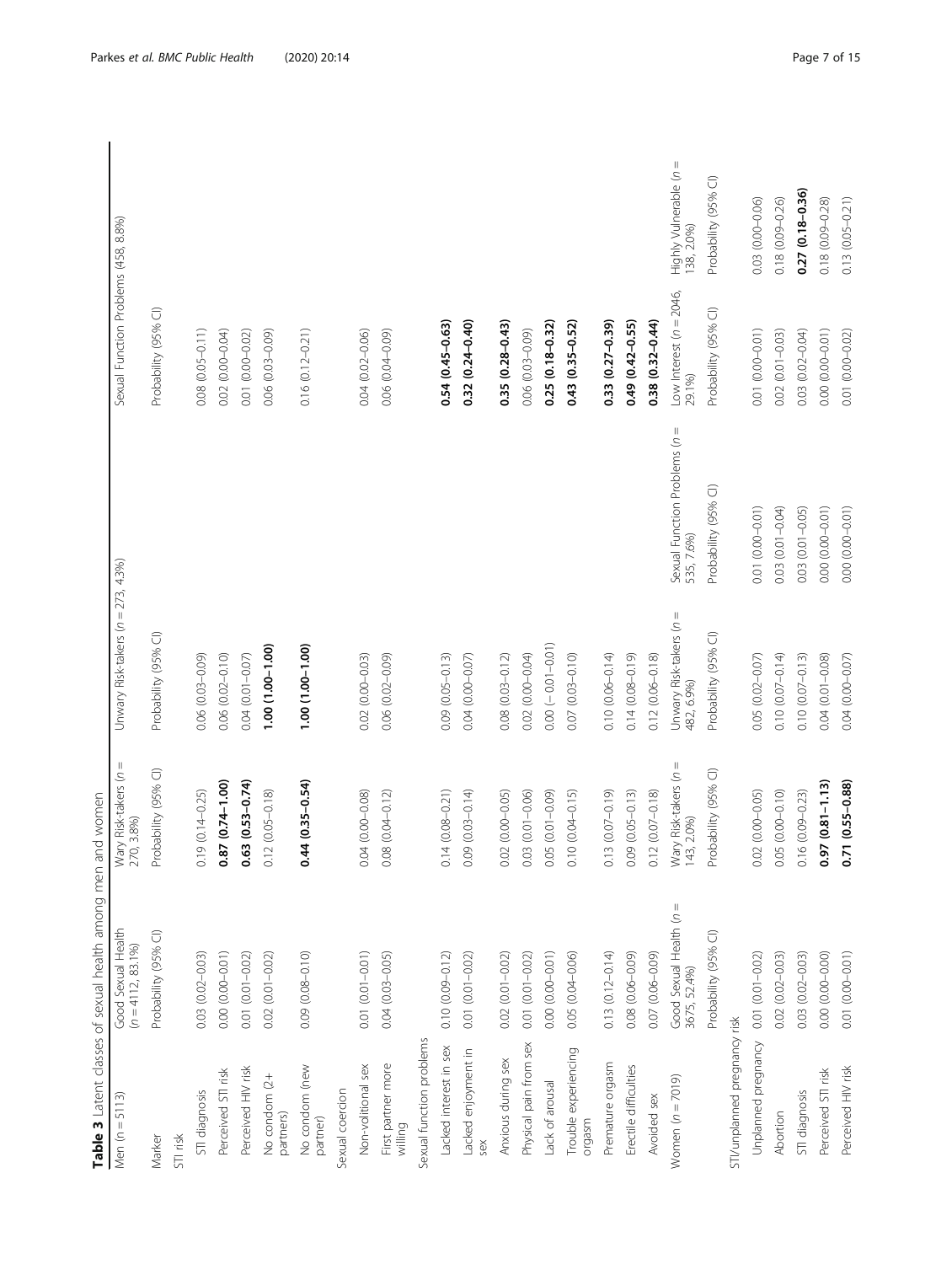**Table 3** Latent classes of sexual health among men and women

| Men (n = 5113) | Good Sexual Health (n = 4112, 83.1%) | Wary Risk-takers (n = 270, 3.8%) | Unwary Risk-takers (n = 273, 4.3%) | Sexual Function Problems (458, 8.8%) | |
|---|---|---|---|---|---|
| Marker | Probability (95% CI) | Probability (95% CI) | Probability (95% CI) | Probability (95% CI) | |
| STI risk | | | | | |
| STI diagnosis | 0.03 (0.02–0.03) | 0.19 (0.14–0.25) | 0.06 (0.03–0.09) | 0.08 (0.05–0.11) | |
| Perceived STI risk | 0.00 (0.00–0.01) | **0.87 (0.74–1.00)** | 0.06 (0.02–0.10) | 0.02 (0.00–0.04) | |
| Perceived HIV risk | 0.01 (0.01–0.02) | **0.63 (0.53–0.74)** | 0.04 (0.01–0.07) | 0.01 (0.00–0.02) | |
| No condom (2+ partners) | 0.02 (0.01–0.02) | 0.12 (0.05–0.18) | **1.00 (1.00–1.00)** | 0.06 (0.03–0.09) | |
| No condom (new partner) | 0.09 (0.08–0.10) | **0.44 (0.35–0.54)** | **1.00 (1.00–1.00)** | 0.16 (0.12–0.21) | |
| Sexual coercion | | | | | |
| Non-volitional sex | 0.01 (0.01–0.01) | 0.04 (0.00–0.08) | 0.02 (0.00–0.03) | 0.04 (0.02–0.06) | |
| First partner more willing | 0.04 (0.03–0.05) | 0.08 (0.04–0.12) | 0.06 (0.02–0.09) | 0.06 (0.04–0.09) | |
| Sexual function problems | | | | | |
| Lacked interest in sex | 0.10 (0.09–0.12) | 0.14 (0.08–0.21) | 0.09 (0.05–0.13) | **0.54 (0.45–0.63)** | |
| Lacked enjoyment in sex | 0.01 (0.01–0.02) | 0.09 (0.03–0.14) | 0.04 (0.00–0.07) | **0.32 (0.24–0.40)** | |
| Anxious during sex | 0.02 (0.01–0.02) | 0.02 (0.00–0.05) | 0.08 (0.03–0.12) | **0.35 (0.28–0.43)** | |
| Physical pain from sex | 0.01 (0.01–0.02) | 0.03 (0.01–0.06) | 0.02 (0.00–0.04) | 0.06 (0.03–0.09) | |
| Lack of arousal | 0.00 (0.00–0.01) | 0.05 (0.01–0.09) | 0.00 (−0.01–0.01) | **0.25 (0.18–0.32)** | |
| Trouble experiencing orgasm | 0.05 (0.04–0.06) | 0.10 (0.04–0.15) | 0.07 (0.03–0.10) | **0.43 (0.35–0.52)** | |
| Premature orgasm | 0.13 (0.12–0.14) | 0.13 (0.07–0.19) | 0.10 (0.06–0.14) | **0.33 (0.27–0.39)** | |
| Erectile difficulties | 0.08 (0.06–0.09) | 0.09 (0.05–0.13) | 0.14 (0.08–0.19) | **0.49 (0.42–0.55)** | |
| Avoided sex | 0.07 (0.06–0.09) | 0.12 (0.07–0.18) | 0.12 (0.06–0.18) | **0.38 (0.32–0.44)** | |
| Women (n = 7019) | Good Sexual Health (n = 3675, 52.4%) | Wary Risk-takers (n = 143, 2.0%) | Unwary Risk-takers (n = 482, 6.9%) | Sexual Function Problems (n = 535, 7.6%) | Low Interest (n = 2046, 29.1%) | Highly Vulnerable (n = 138, 2.0%) |
| | Probability (95% CI) | Probability (95% CI) | Probability (95% CI) | Probability (95% CI) | Probability (95% CI) | Probability (95% CI) |
| STI/unplanned pregnancy risk | | | | | | |
| Unplanned pregnancy | 0.01 (0.01–0.02) | 0.02 (0.00–0.05) | 0.05 (0.02–0.07) | 0.01 (0.00–0.01) | 0.01 (0.00–0.01) | 0.03 (0.00–0.06) |
| Abortion | 0.02 (0.02–0.03) | 0.05 (0.00–0.10) | 0.10 (0.07–0.14) | 0.03 (0.01–0.04) | 0.02 (0.01–0.03) | 0.18 (0.09–0.26) |
| STI diagnosis | 0.03 (0.02–0.03) | 0.16 (0.09–0.23) | 0.10 (0.07–0.13) | 0.03 (0.01–0.05) | 0.03 (0.02–0.04) | **0.27 (0.18–0.36)** |
| Perceived STI risk | 0.00 (0.00–0.00) | **0.97 (0.81–1.13)** | 0.04 (0.01–0.08) | 0.00 (0.00–0.01) | 0.00 (0.00–0.01) | 0.18 (0.09–0.28) |
| Perceived HIV risk | 0.01 (0.00–0.01) | **0.71 (0.55–0.88)** | 0.04 (0.00–0.07) | 0.00 (0.00–0.01) | 0.01 (0.00–0.02) | 0.13 (0.05–0.21) |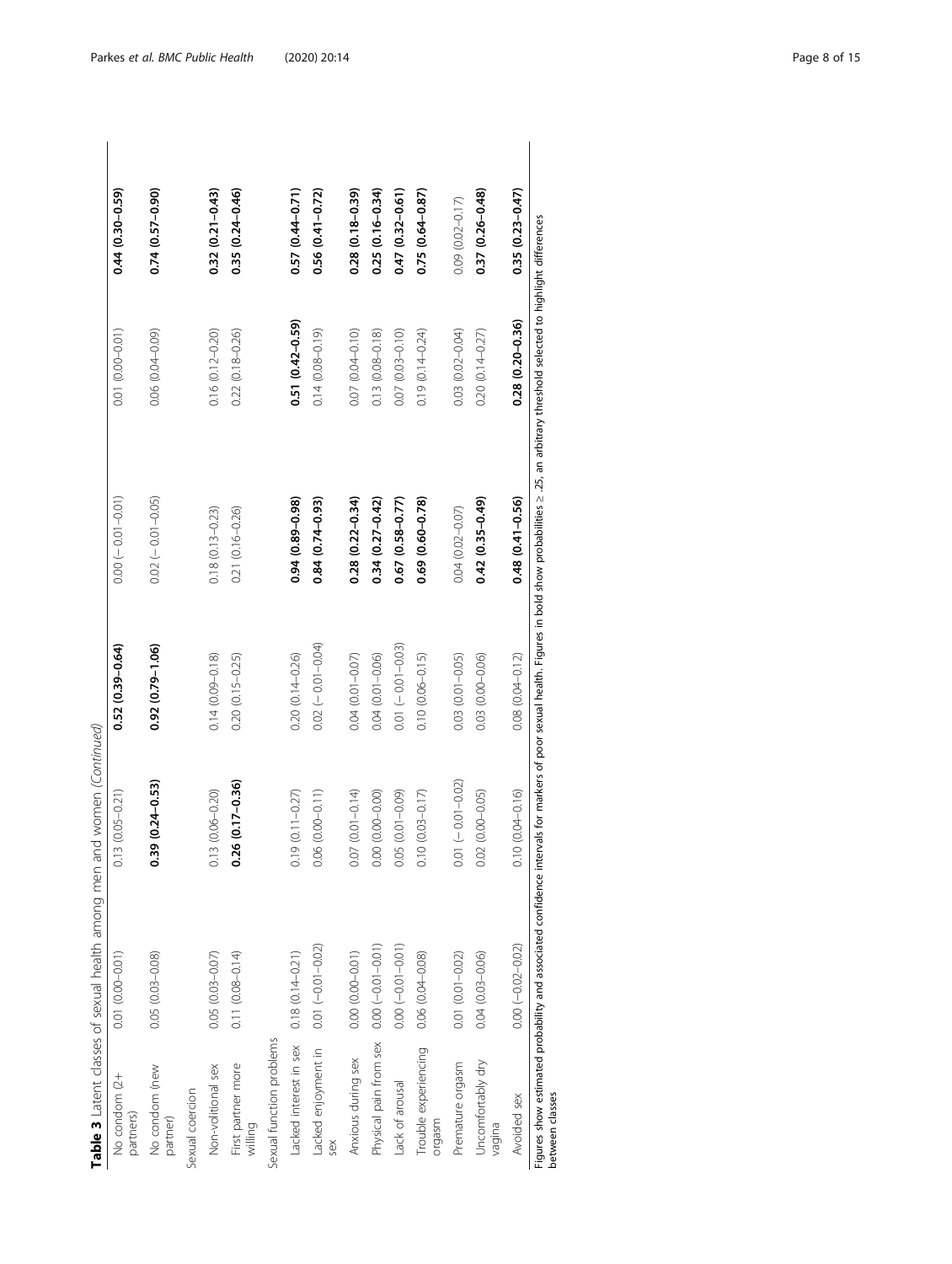**Table 3** Latent classes of sexual health among men and women *(Continued)*

| | | | | | | |
|---|---|---|---|---|---|---|
| No condom (2+ partners) | 0.01 (0.00–0.01) | 0.13 (0.05–0.21) | **0.52 (0.39–0.64)** | 0.00 (− 0.01–0.01) | 0.01 (0.00–0.01) | **0.44 (0.30–0.59)** |
| No condom (new partner) | 0.05 (0.03–0.08) | **0.39 (0.24–0.53)** | **0.92 (0.79–1.06)** | 0.02 (− 0.01–0.05) | 0.06 (0.04–0.09) | **0.74 (0.57–0.90)** |
| Sexual coercion | | | | | | |
| Non-volitional sex | 0.05 (0.03–0.07) | 0.13 (0.06–0.20) | 0.14 (0.09–0.18) | 0.18 (0.13–0.23) | 0.16 (0.12–0.20) | **0.32 (0.21–0.43)** |
| First partner more willing | 0.11 (0.08–0.14) | **0.26 (0.17–0.36)** | 0.20 (0.15–0.25) | 0.21 (0.16–0.26) | 0.22 (0.18–0.26) | **0.35 (0.24–0.46)** |
| Sexual function problems | | | | | | |
| Lacked interest in sex | 0.18 (0.14–0.21) | 0.19 (0.11–0.27) | 0.20 (0.14–0.26) | **0.94 (0.89–0.98)** | **0.51 (0.42–0.59)** | **0.57 (0.44–0.71)** |
| Lacked enjoyment in sex | 0.01 (−0.01–0.02) | 0.06 (0.00–0.11) | 0.02 (− 0.01–0.04) | **0.84 (0.74–0.93)** | 0.14 (0.08–0.19) | **0.56 (0.41–0.72)** |
| Anxious during sex | 0.00 (0.00–0.01) | 0.07 (0.01–0.14) | 0.04 (0.01–0.07) | **0.28 (0.22–0.34)** | 0.07 (0.04–0.10) | **0.28 (0.18–0.39)** |
| Physical pain from sex | 0.00 (−0.01–0.01) | 0.00 (0.00–0.00) | 0.04 (0.01–0.06) | **0.34 (0.27–0.42)** | 0.13 (0.08–0.18) | **0.25 (0.16–0.34)** |
| Lack of arousal | 0.00 (−0.01–0.01) | 0.05 (0.01–0.09) | 0.01 (−0.01–0.03) | **0.67 (0.58–0.77)** | 0.07 (0.03–0.10) | **0.47 (0.32–0.61)** |
| Trouble experiencing orgasm | 0.06 (0.04–0.08) | 0.10 (0.03–0.17) | 0.10 (0.06–0.15) | **0.69 (0.60–0.78)** | 0.19 (0.14–0.24) | **0.75 (0.64–0.87)** |
| Premature orgasm | 0.01 (0.01–0.02) | 0.01 (− 0.01–0.02) | 0.03 (0.01–0.05) | 0.04 (0.02–0.07) | 0.03 (0.02–0.04) | 0.09 (0.02–0.17) |
| Uncomfortably dry vagina | 0.04 (0.03–0.06) | 0.02 (0.00–0.05) | 0.03 (0.00–0.06) | **0.42 (0.35–0.49)** | 0.20 (0.14–0.27) | **0.37 (0.26–0.48)** |
| Avoided sex | 0.00 (−0.02–0.02) | 0.10 (0.04–0.16) | 0.08 (0.04–0.12) | **0.48 (0.41–0.56)** | **0.28 (0.20–0.36)** | **0.35 (0.23–0.47)** |

Figures show estimated probability and associated confidence intervals for markers of poor sexual health. Figures in bold show probabilities ≥ .25, an arbitrary threshold selected to highlight differences between classes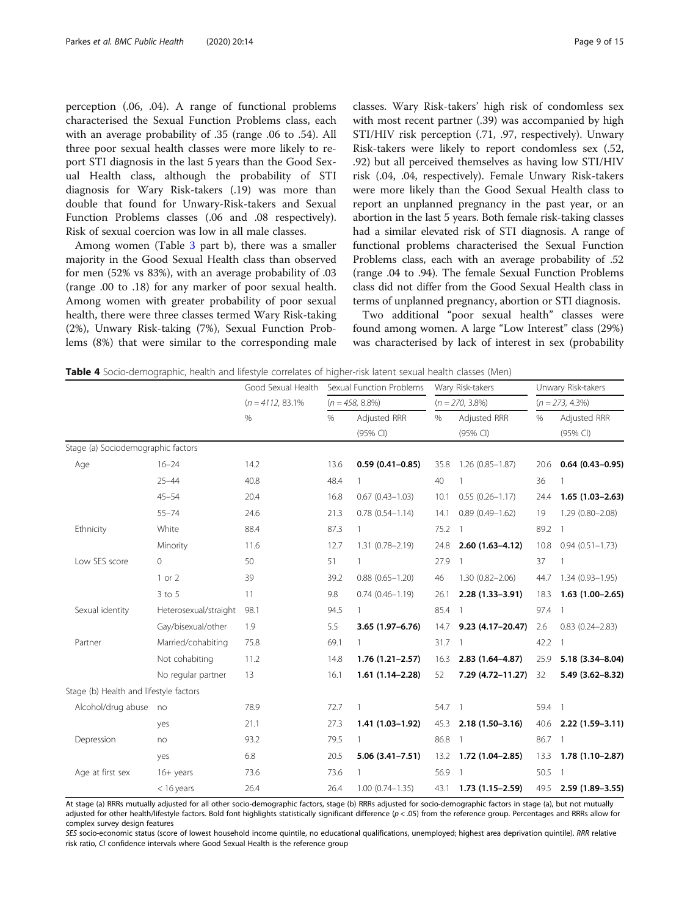perception (.06, .04). A range of functional problems characterised the Sexual Function Problems class, each with an average probability of .35 (range .06 to .54). All three poor sexual health classes were more likely to report STI diagnosis in the last 5 years than the Good Sexual Health class, although the probability of STI diagnosis for Wary Risk-takers (.19) was more than double that found for Unwary-Risk-takers and Sexual Function Problems classes (.06 and .08 respectively). Risk of sexual coercion was low in all male classes.

Among women (Table 3 part b), there was a smaller majority in the Good Sexual Health class than observed for men (52% vs 83%), with an average probability of .03 (range .00 to .18) for any marker of poor sexual health. Among women with greater probability of poor sexual health, there were three classes termed Wary Risk-taking (2%), Unwary Risk-taking (7%), Sexual Function Problems (8%) that were similar to the corresponding male classes. Wary Risk-takers' high risk of condomless sex with most recent partner (.39) was accompanied by high STI/HIV risk perception (.71, .97, respectively). Unwary Risk-takers were likely to report condomless sex (.52, .92) but all perceived themselves as having low STI/HIV risk (.04, .04, respectively). Female Unwary Risk-takers were more likely than the Good Sexual Health class to report an unplanned pregnancy in the past year, or an abortion in the last 5 years. Both female risk-taking classes had a similar elevated risk of STI diagnosis. A range of functional problems characterised the Sexual Function Problems class, each with an average probability of .52 (range .04 to .94). The female Sexual Function Problems class did not differ from the Good Sexual Health class in terms of unplanned pregnancy, abortion or STI diagnosis.

Two additional "poor sexual health" classes were found among women. A large "Low Interest" class (29%) was characterised by lack of interest in sex (probability

**Table 4** Socio-demographic, health and lifestyle correlates of higher-risk latent sexual health classes (Men)

| | | Good Sexual Health | Sexual Function Problems | | Wary Risk-takers | | Unwary Risk-takers | |
|---|---|---|---|---|---|---|---|---|
| | | (*n* = 4112, 83.1% | (*n* = 458, 8.8%) | | (*n* = 270, 3.8%) | | (*n* = 273, 4.3%) | |
| | | % | % | Adjusted RRR (95% CI) | % | Adjusted RRR (95% CI) | % | Adjusted RRR (95% CI) |
| Stage (a) Sociodemographic factors | | | | | | | | |
| Age | 16–24 | 14.2 | 13.6 | **0.59 (0.41–0.85)** | 35.8 | 1.26 (0.85–1.87) | 20.6 | **0.64 (0.43–0.95)** |
| | 25–44 | 40.8 | 48.4 | 1 | 40 | 1 | 36 | 1 |
| | 45–54 | 20.4 | 16.8 | 0.67 (0.43–1.03) | 10.1 | 0.55 (0.26–1.17) | 24.4 | **1.65 (1.03–2.63)** |
| | 55–74 | 24.6 | 21.3 | 0.78 (0.54–1.14) | 14.1 | 0.89 (0.49–1.62) | 19 | 1.29 (0.80–2.08) |
| Ethnicity | White | 88.4 | 87.3 | 1 | 75.2 | 1 | 89.2 | 1 |
| | Minority | 11.6 | 12.7 | 1.31 (0.78–2.19) | 24.8 | **2.60 (1.63–4.12)** | 10.8 | 0.94 (0.51–1.73) |
| Low SES score | 0 | 50 | 51 | 1 | 27.9 | 1 | 37 | 1 |
| | 1 or 2 | 39 | 39.2 | 0.88 (0.65–1.20) | 46 | 1.30 (0.82–2.06) | 44.7 | 1.34 (0.93–1.95) |
| | 3 to 5 | 11 | 9.8 | 0.74 (0.46–1.19) | 26.1 | **2.28 (1.33–3.91)** | 18.3 | **1.63 (1.00–2.65)** |
| Sexual identity | Heterosexual/straight | 98.1 | 94.5 | 1 | 85.4 | 1 | 97.4 | 1 |
| | Gay/bisexual/other | 1.9 | 5.5 | **3.65 (1.97–6.76)** | 14.7 | **9.23 (4.17–20.47)** | 2.6 | 0.83 (0.24–2.83) |
| Partner | Married/cohabiting | 75.8 | 69.1 | 1 | 31.7 | 1 | 42.2 | 1 |
| | Not cohabiting | 11.2 | 14.8 | **1.76 (1.21–2.57)** | 16.3 | **2.83 (1.64–4.87)** | 25.9 | **5.18 (3.34–8.04)** |
| | No regular partner | 13 | 16.1 | **1.61 (1.14–2.28)** | 52 | **7.29 (4.72–11.27)** | 32 | **5.49 (3.62–8.32)** |
| Stage (b) Health and lifestyle factors | | | | | | | | |
| Alcohol/drug abuse | no | 78.9 | 72.7 | 1 | 54.7 | 1 | 59.4 | 1 |
| | yes | 21.1 | 27.3 | **1.41 (1.03–1.92)** | 45.3 | **2.18 (1.50–3.16)** | 40.6 | **2.22 (1.59–3.11)** |
| Depression | no | 93.2 | 79.5 | 1 | 86.8 | 1 | 86.7 | 1 |
| | yes | 6.8 | 20.5 | **5.06 (3.41–7.51)** | 13.2 | **1.72 (1.04–2.85)** | 13.3 | **1.78 (1.10–2.87)** |
| Age at first sex | 16+ years | 73.6 | 73.6 | 1 | 56.9 | 1 | 50.5 | 1 |
| | < 16 years | 26.4 | 26.4 | 1.00 (0.74–1.35) | 43.1 | **1.73 (1.15–2.59)** | 49.5 | **2.59 (1.89–3.55)** |

At stage (a) RRRs mutually adjusted for all other socio-demographic factors, stage (b) RRRs adjusted for socio-demographic factors in stage (a), but not mutually adjusted for other health/lifestyle factors. Bold font highlights statistically significant difference ($p < .05$) from the reference group. Percentages and RRRs allow for complex survey design features

*SES* socio-economic status (score of lowest household income quintile, no educational qualifications, unemployed; highest area deprivation quintile). *RRR* relative risk ratio, *CI* confidence intervals where Good Sexual Health is the reference group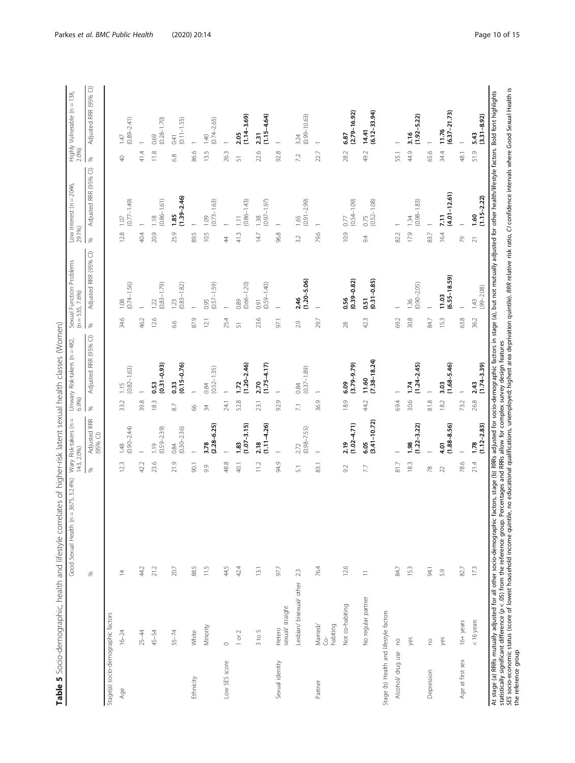**Table 5** Socio-demographic, health and lifestyle correlates of higher-risk latent sexual health classes (Women)

| | | Good Sexual Health (n = 3675, 52.4%) | Wary Risk-takers (n = 143, 2.0%) | | Unwary Risk-takers (n = 482, 6.9%) | | Sexual Function Problems (n = 535, 7.6%) | | Low Interest (n = 2046, 29.1%) | | Highly Vulnerable (n = 138, 2.0%) | |
|---|---|---|---|---|---|---|---|---|---|---|---|---|
| | | % | % | Adjusted RRR (95% CI) | % | Adjusted RRR (95% CI) | % | Adjusted RRR (95% CI) | % | Adjusted RRR (95% CI) | % | Adjusted RRR (95% CI) |
| Stage(a) socio-demographic factors | | | | | | | | | | | | |
| Age | 16–24 | 14 | 12.3 | 1.48 (0.90–2.44) | 33.2 | 1.15 (0.82–1.63) | 34.6 | 1.08 (0.74–1.56) | 12.8 | 1.07 (0.77–1.49) | 40 | 1.47 (0.89–2.41) |
| | 25–44 | 44.2 | 42.2 | 1 | 39.8 | 1 | 46.2 | 1 | 40.4 | 1 | 41.4 | 1 |
| | 45–54 | 21.2 | 23.6 | 1.19 (0.59–2.39) | 18.3 | **0.53 (0.31–0.93)** | 12.6 | 1.22 (0.83–1.79) | 20.9 | 1.18 (0.86–1.61) | 11.8 | 0.69 (0.28–1.70) |
| | 55–74 | 20.7 | 21.9 | 0.84 (0.30–2.36) | 8.7 | **0.33 (0.15–0.76)** | 6.6 | 1.23 (0.83–1.82) | 25.9 | **1.85 (1.39–2.46)** | 6.8 | 0.41 (0.11–1.55) |
| Ethnicity | White | 88.5 | 90.1 | 1 | 66 | 1 | 87.9 | 1 | 89.5 | 1 | 86.6 | 1 |
| | Minority | 11.5 | 9.9 | **3.78 (2.28–6.25)** | 34 | 0.84 (0.52–1.35) | 12.1 | 0.95 (0.57–1.59) | 10.5 | 1.09 (0.73–1.63) | 13.5 | 1.40 (0.74–2.65) |
| Low SES score | 0 | 44.5 | 48.8 | 1 | 24.1 | 1 | 25.4 | 1 | 44 | 1 | 26.3 | 1 |
| | 1 or 2 | 42.4 | 40.1 | **1.83 (1.07–3.15)** | 52.8 | **1.72 (1.20–2.46)** | 51 | 0.89 (0.66–1.20) | 41.3 | 1.11 (0.86–1.43) | 51 | **2.05 (1.14–3.69)** |
| | 3 to 5 | 13.1 | 11.2 | **2.18 (1.11–4.26)** | 23.1 | **2.70 (1.75–4.17)** | 23.6 | 0.91 (0.59–1.40) | 14.7 | 1.38 (0.97–1.97) | 22.6 | **2.31 (1.15–4.64)** |
| Sexual identity | Hetero sexual/ straight | 97.7 | 94.9 | 1 | 92.9 | 1 | 97.1 | 1 | 96.8 | 1 | 92.8 | 1 |
| | Lesbian/ bisexual/ other | 2.3 | 5.1 | 2.72 (0.98–7.55) | 7.1 | 0.84 (0.37–1.89) | 2.9 | **2.46 (1.20–5.06)** | 3.2 | 1.65 (0.91–2.99) | 7.2 | 3.24 (0.99–10.63) |
| Partner | Married/ Co-habiting | 76.4 | 83.1 | 1 | 36.9 | 1 | 29.7 | 1 | 79.6 | 1 | 22.7 | 1 |
| | Not co-habiting | 12.6 | 9.2 | **2.19 (1.02–4.71)** | 18.9 | **6.09 (3.79–9.79)** | 28 | **0.56 (0.39–0.82)** | 10.9 | 0.77 (0.54–1.09) | 28.2 | **6.87 (2.79–16.92)** |
| | No regular partner | 11 | 7.7 | **6.05 (3.41–10.72)** | 44.2 | **11.60 (7.38–18.24)** | 42.3 | **0.51 (0.31–0.85)** | 9.4 | 0.75 (0.52–1.08) | 49.2 | **14.41 (6.12–33.94)** |
| Stage (b) Health and lifestyle factors | | | | | | | | | | | | |
| Alcohol/ drug use | no | 84.7 | 81.7 | 1 | 69.4 | 1 | 69.2 | 1 | 82.2 | 1 | 55.1 | 1 |
| | yes | 15.3 | 18.3 | **1.98 (1.22–3.22)** | 30.6 | **1.74 (1.24–2.45)** | 30.8 | 1.36 (0.90–2.05) | 17.9 | 1.34 (0.98–1.83) | 44.9 | **3.16 (1.92–5.22)** |
| Depression | no | 94.1 | 78 | 1 | 81.8 | 1 | 84.7 | 1 | 83.7 | 1 | 65.6 | 1 |
| | yes | 5.9 | 22 | **4.01 (1.88–8.56)** | 18.2 | **3.03 (1.68–5.46)** | 15.3 | **11.03 (6.55–18.59)** | 16.4 | **7.11 (4.01–12.61)** | 34.4 | **11.76 (6.37–21.73)** |
| Age at first sex | 16+ years | 82.7 | 78.6 | 1 | 73.2 | 1 | 63.8 | 1 | 79 | 1 | 48.1 | 1 |
| | < 16 years | 17.3 | 21.4 | **1.78 (1.12–2.83)** | 26.8 | **2.43 (1.74–3.39)** | 36.2 | 1.43 (.99–2.08) | 21 | **1.60 (1.15–2.22)** | 51.9 | **5.43 (3.31–8.92)** |

At stage (a) RRRs mutually adjusted for all other socio-demographic factors, stage (b) RRRs adjusted for socio-demographic factors in stage (a), but not mutually adjusted for other health/lifestyle factors. Bold font highlights statistically significant difference ($p < .05$) from the reference group. Percentages and RRRs allow for complex survey design features

*SES* socio-economic status (score of lowest household income quintile, no educational qualifications, unemployed; highest area deprivation quintile), *RRR* relative risk ratio, *CI* confidence intervals where Good Sexual Health is the reference group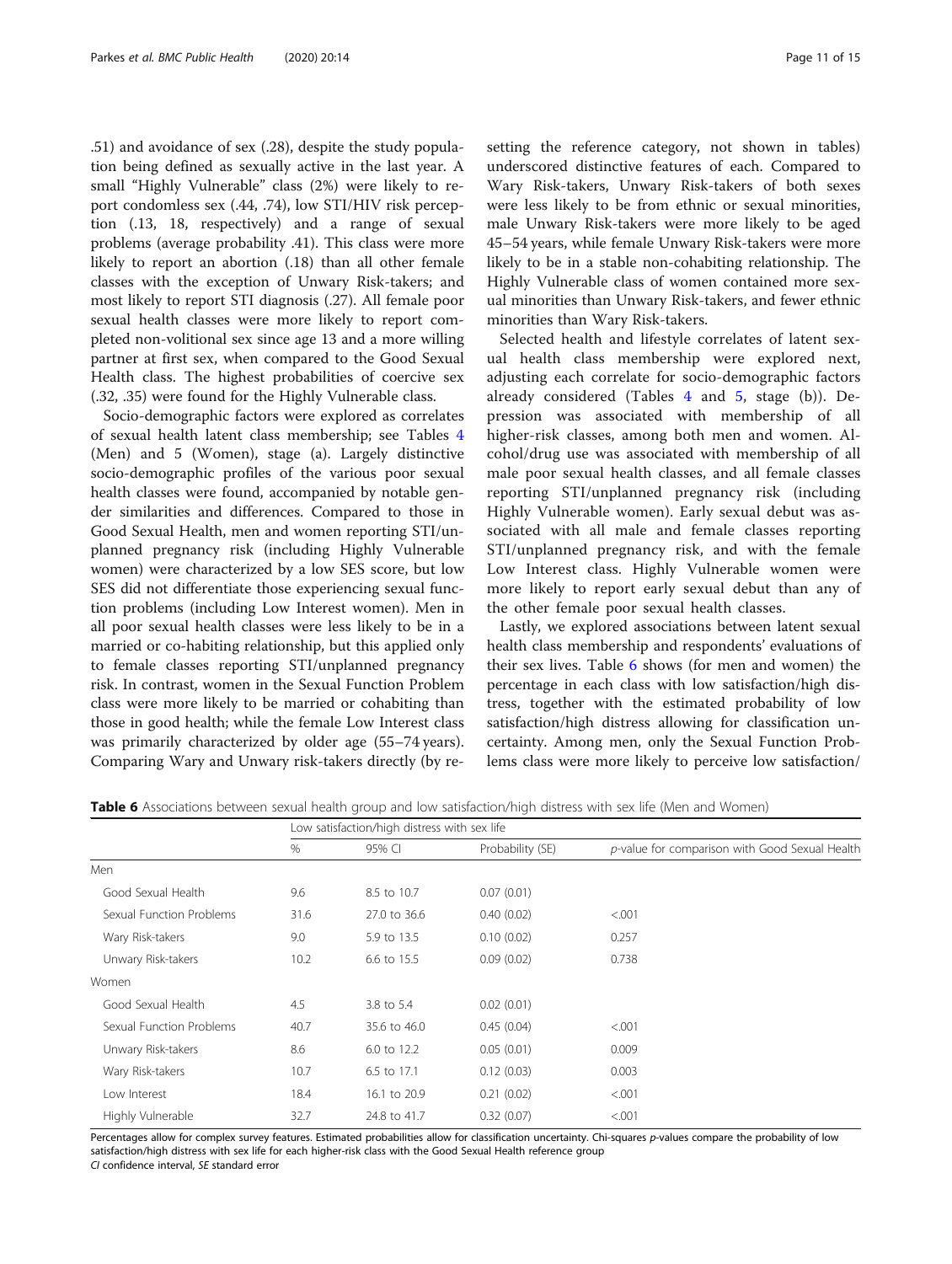.51) and avoidance of sex (.28), despite the study population being defined as sexually active in the last year. A small "Highly Vulnerable" class (2%) were likely to report condomless sex (.44, .74), low STI/HIV risk perception (.13, 18, respectively) and a range of sexual problems (average probability .41). This class were more likely to report an abortion (.18) than all other female classes with the exception of Unwary Risk-takers; and most likely to report STI diagnosis (.27). All female poor sexual health classes were more likely to report completed non-volitional sex since age 13 and a more willing partner at first sex, when compared to the Good Sexual Health class. The highest probabilities of coercive sex (.32, .35) were found for the Highly Vulnerable class.

Socio-demographic factors were explored as correlates of sexual health latent class membership; see Tables 4 (Men) and 5 (Women), stage (a). Largely distinctive socio-demographic profiles of the various poor sexual health classes were found, accompanied by notable gender similarities and differences. Compared to those in Good Sexual Health, men and women reporting STI/unplanned pregnancy risk (including Highly Vulnerable women) were characterized by a low SES score, but low SES did not differentiate those experiencing sexual function problems (including Low Interest women). Men in all poor sexual health classes were less likely to be in a married or co-habiting relationship, but this applied only to female classes reporting STI/unplanned pregnancy risk. In contrast, women in the Sexual Function Problem class were more likely to be married or cohabiting than those in good health; while the female Low Interest class was primarily characterized by older age (55–74 years). Comparing Wary and Unwary risk-takers directly (by resetting the reference category, not shown in tables) underscored distinctive features of each. Compared to Wary Risk-takers, Unwary Risk-takers of both sexes were less likely to be from ethnic or sexual minorities, male Unwary Risk-takers were more likely to be aged 45–54 years, while female Unwary Risk-takers were more likely to be in a stable non-cohabiting relationship. The Highly Vulnerable class of women contained more sexual minorities than Unwary Risk-takers, and fewer ethnic minorities than Wary Risk-takers.

Selected health and lifestyle correlates of latent sexual health class membership were explored next, adjusting each correlate for socio-demographic factors already considered (Tables 4 and 5, stage (b)). Depression was associated with membership of all higher-risk classes, among both men and women. Alcohol/drug use was associated with membership of all male poor sexual health classes, and all female classes reporting STI/unplanned pregnancy risk (including Highly Vulnerable women). Early sexual debut was associated with all male and female classes reporting STI/unplanned pregnancy risk, and with the female Low Interest class. Highly Vulnerable women were more likely to report early sexual debut than any of the other female poor sexual health classes.

Lastly, we explored associations between latent sexual health class membership and respondents' evaluations of their sex lives. Table 6 shows (for men and women) the percentage in each class with low satisfaction/high distress, together with the estimated probability of low satisfaction/high distress allowing for classification uncertainty. Among men, only the Sexual Function Problems class were more likely to perceive low satisfaction/

**Table 6** Associations between sexual health group and low satisfaction/high distress with sex life (Men and Women)

| | Low satisfaction/high distress with sex life | | | |
|---|---|---|---|---|
| | % | 95% CI | Probability (SE) | *p*-value for comparison with Good Sexual Health |
| Men | | | | |
| Good Sexual Health | 9.6 | 8.5 to 10.7 | 0.07 (0.01) | |
| Sexual Function Problems | 31.6 | 27.0 to 36.6 | 0.40 (0.02) | <.001 |
| Wary Risk-takers | 9.0 | 5.9 to 13.5 | 0.10 (0.02) | 0.257 |
| Unwary Risk-takers | 10.2 | 6.6 to 15.5 | 0.09 (0.02) | 0.738 |
| Women | | | | |
| Good Sexual Health | 4.5 | 3.8 to 5.4 | 0.02 (0.01) | |
| Sexual Function Problems | 40.7 | 35.6 to 46.0 | 0.45 (0.04) | <.001 |
| Unwary Risk-takers | 8.6 | 6.0 to 12.2 | 0.05 (0.01) | 0.009 |
| Wary Risk-takers | 10.7 | 6.5 to 17.1 | 0.12 (0.03) | 0.003 |
| Low Interest | 18.4 | 16.1 to 20.9 | 0.21 (0.02) | <.001 |
| Highly Vulnerable | 32.7 | 24.8 to 41.7 | 0.32 (0.07) | <.001 |

Percentages allow for complex survey features. Estimated probabilities allow for classification uncertainty. Chi-squares *p*-values compare the probability of low satisfaction/high distress with sex life for each higher-risk class with the Good Sexual Health reference group

*CI* confidence interval, *SE* standard error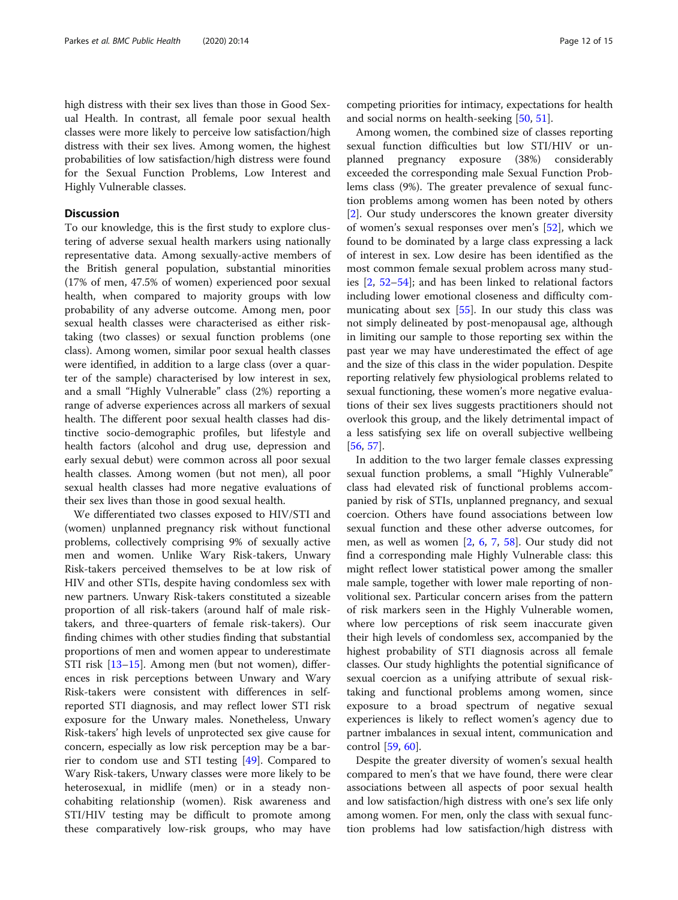high distress with their sex lives than those in Good Sexual Health. In contrast, all female poor sexual health classes were more likely to perceive low satisfaction/high distress with their sex lives. Among women, the highest probabilities of low satisfaction/high distress were found for the Sexual Function Problems, Low Interest and Highly Vulnerable classes.

## Discussion

To our knowledge, this is the first study to explore clustering of adverse sexual health markers using nationally representative data. Among sexually-active members of the British general population, substantial minorities (17% of men, 47.5% of women) experienced poor sexual health, when compared to majority groups with low probability of any adverse outcome. Among men, poor sexual health classes were characterised as either risk-taking (two classes) or sexual function problems (one class). Among women, similar poor sexual health classes were identified, in addition to a large class (over a quarter of the sample) characterised by low interest in sex, and a small "Highly Vulnerable" class (2%) reporting a range of adverse experiences across all markers of sexual health. The different poor sexual health classes had distinctive socio-demographic profiles, but lifestyle and health factors (alcohol and drug use, depression and early sexual debut) were common across all poor sexual health classes. Among women (but not men), all poor sexual health classes had more negative evaluations of their sex lives than those in good sexual health.

We differentiated two classes exposed to HIV/STI and (women) unplanned pregnancy risk without functional problems, collectively comprising 9% of sexually active men and women. Unlike Wary Risk-takers, Unwary Risk-takers perceived themselves to be at low risk of HIV and other STIs, despite having condomless sex with new partners. Unwary Risk-takers constituted a sizeable proportion of all risk-takers (around half of male risk-takers, and three-quarters of female risk-takers). Our finding chimes with other studies finding that substantial proportions of men and women appear to underestimate STI risk [13–15]. Among men (but not women), differences in risk perceptions between Unwary and Wary Risk-takers were consistent with differences in self-reported STI diagnosis, and may reflect lower STI risk exposure for the Unwary males. Nonetheless, Unwary Risk-takers' high levels of unprotected sex give cause for concern, especially as low risk perception may be a barrier to condom use and STI testing [49]. Compared to Wary Risk-takers, Unwary classes were more likely to be heterosexual, in midlife (men) or in a steady non-cohabiting relationship (women). Risk awareness and STI/HIV testing may be difficult to promote among these comparatively low-risk groups, who may have competing priorities for intimacy, expectations for health and social norms on health-seeking [50, 51].

Among women, the combined size of classes reporting sexual function difficulties but low STI/HIV or unplanned pregnancy exposure (38%) considerably exceeded the corresponding male Sexual Function Problems class (9%). The greater prevalence of sexual function problems among women has been noted by others [2]. Our study underscores the known greater diversity of women's sexual responses over men's [52], which we found to be dominated by a large class expressing a lack of interest in sex. Low desire has been identified as the most common female sexual problem across many studies [2, 52–54]; and has been linked to relational factors including lower emotional closeness and difficulty communicating about sex [55]. In our study this class was not simply delineated by post-menopausal age, although in limiting our sample to those reporting sex within the past year we may have underestimated the effect of age and the size of this class in the wider population. Despite reporting relatively few physiological problems related to sexual functioning, these women's more negative evaluations of their sex lives suggests practitioners should not overlook this group, and the likely detrimental impact of a less satisfying sex life on overall subjective wellbeing [56, 57].

In addition to the two larger female classes expressing sexual function problems, a small "Highly Vulnerable" class had elevated risk of functional problems accompanied by risk of STIs, unplanned pregnancy, and sexual coercion. Others have found associations between low sexual function and these other adverse outcomes, for men, as well as women [2, 6, 7, 58]. Our study did not find a corresponding male Highly Vulnerable class: this might reflect lower statistical power among the smaller male sample, together with lower male reporting of non-volitional sex. Particular concern arises from the pattern of risk markers seen in the Highly Vulnerable women, where low perceptions of risk seem inaccurate given their high levels of condomless sex, accompanied by the highest probability of STI diagnosis across all female classes. Our study highlights the potential significance of sexual coercion as a unifying attribute of sexual risk-taking and functional problems among women, since exposure to a broad spectrum of negative sexual experiences is likely to reflect women's agency due to partner imbalances in sexual intent, communication and control [59, 60].

Despite the greater diversity of women's sexual health compared to men's that we have found, there were clear associations between all aspects of poor sexual health and low satisfaction/high distress with one's sex life only among women. For men, only the class with sexual function problems had low satisfaction/high distress with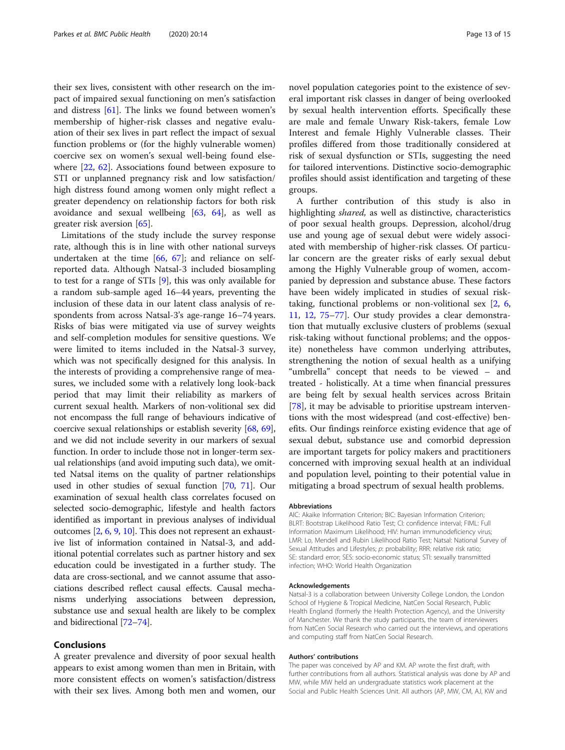their sex lives, consistent with other research on the impact of impaired sexual functioning on men's satisfaction and distress [61]. The links we found between women's membership of higher-risk classes and negative evaluation of their sex lives in part reflect the impact of sexual function problems or (for the highly vulnerable women) coercive sex on women's sexual well-being found elsewhere [22, 62]. Associations found between exposure to STI or unplanned pregnancy risk and low satisfaction/high distress found among women only might reflect a greater dependency on relationship factors for both risk avoidance and sexual wellbeing [63, 64], as well as greater risk aversion [65].

Limitations of the study include the survey response rate, although this is in line with other national surveys undertaken at the time [66, 67]; and reliance on self-reported data. Although Natsal-3 included biosampling to test for a range of STIs [9], this was only available for a random sub-sample aged 16–44 years, preventing the inclusion of these data in our latent class analysis of respondents from across Natsal-3's age-range 16–74 years. Risks of bias were mitigated via use of survey weights and self-completion modules for sensitive questions. We were limited to items included in the Natsal-3 survey, which was not specifically designed for this analysis. In the interests of providing a comprehensive range of measures, we included some with a relatively long look-back period that may limit their reliability as markers of current sexual health. Markers of non-volitional sex did not encompass the full range of behaviours indicative of coercive sexual relationships or establish severity [68, 69], and we did not include severity in our markers of sexual function. In order to include those not in longer-term sexual relationships (and avoid imputing such data), we omitted Natsal items on the quality of partner relationships used in other studies of sexual function [70, 71]. Our examination of sexual health class correlates focused on selected socio-demographic, lifestyle and health factors identified as important in previous analyses of individual outcomes [2, 6, 9, 10]. This does not represent an exhaustive list of information contained in Natsal-3, and additional potential correlates such as partner history and sex education could be investigated in a further study. The data are cross-sectional, and we cannot assume that associations described reflect causal effects. Causal mechanisms underlying associations between depression, substance use and sexual health are likely to be complex and bidirectional [72–74].

## Conclusions

A greater prevalence and diversity of poor sexual health appears to exist among women than men in Britain, with more consistent effects on women's satisfaction/distress with their sex lives. Among both men and women, our novel population categories point to the existence of several important risk classes in danger of being overlooked by sexual health intervention efforts. Specifically these are male and female Unwary Risk-takers, female Low Interest and female Highly Vulnerable classes. Their profiles differed from those traditionally considered at risk of sexual dysfunction or STIs, suggesting the need for tailored interventions. Distinctive socio-demographic profiles should assist identification and targeting of these groups.

A further contribution of this study is also in highlighting *shared,* as well as distinctive, characteristics of poor sexual health groups. Depression, alcohol/drug use and young age of sexual debut were widely associated with membership of higher-risk classes. Of particular concern are the greater risks of early sexual debut among the Highly Vulnerable group of women, accompanied by depression and substance abuse. These factors have been widely implicated in studies of sexual risk-taking, functional problems or non-volitional sex [2, 6, 11, 12, 75–77]. Our study provides a clear demonstration that mutually exclusive clusters of problems (sexual risk-taking without functional problems; and the opposite) nonetheless have common underlying attributes, strengthening the notion of sexual health as a unifying "umbrella" concept that needs to be viewed – and treated - holistically. At a time when financial pressures are being felt by sexual health services across Britain [78], it may be advisable to prioritise upstream interventions with the most widespread (and cost-effective) benefits. Our findings reinforce existing evidence that age of sexual debut, substance use and comorbid depression are important targets for policy makers and practitioners concerned with improving sexual health at an individual and population level, pointing to their potential value in mitigating a broad spectrum of sexual health problems.

### Abbreviations

AIC: Akaike Information Criterion; BIC: Bayesian Information Criterion; BLRT: Bootstrap Likelihood Ratio Test; CI: confidence interval; FIML: Full Information Maximum Likelihood; HIV: human immunodeficiency virus; LMR: Lo, Mendell and Rubin Likelihood Ratio Test; Natsal: National Survey of Sexual Attitudes and Lifestyles; *p*: probability; RRR: relative risk ratio; SE: standard error; SES: socio-economic status; STI: sexually transmitted infection; WHO: World Health Organization

### Acknowledgements

Natsal-3 is a collaboration between University College London, the London School of Hygiene & Tropical Medicine, NatCen Social Research, Public Health England (formerly the Health Protection Agency), and the University of Manchester. We thank the study participants, the team of interviewers from NatCen Social Research who carried out the interviews, and operations and computing staff from NatCen Social Research.

### Authors' contributions

The paper was conceived by AP and KM. AP wrote the first draft, with further contributions from all authors. Statistical analysis was done by AP and MW, while MW held an undergraduate statistics work placement at the Social and Public Health Sciences Unit. All authors (AP, MW, CM, AJ, KW and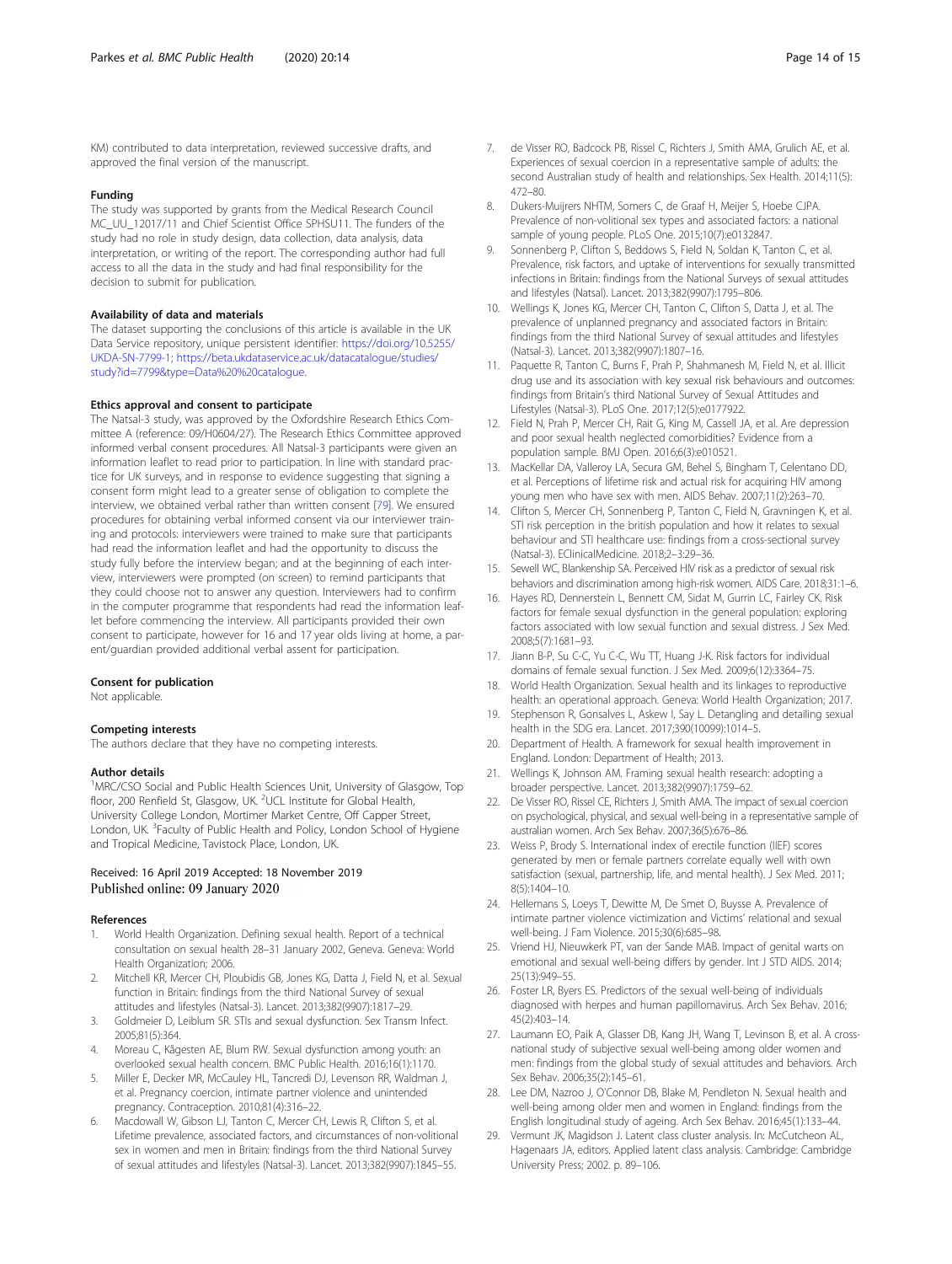KM) contributed to data interpretation, reviewed successive drafts, and approved the final version of the manuscript.

### Funding

The study was supported by grants from the Medical Research Council MC_UU_12017/11 and Chief Scientist Office SPHSU11. The funders of the study had no role in study design, data collection, data analysis, data interpretation, or writing of the report. The corresponding author had full access to all the data in the study and had final responsibility for the decision to submit for publication.

### Availability of data and materials

The dataset supporting the conclusions of this article is available in the UK Data Service repository, unique persistent identifier: https://doi.org/10.5255/UKDA-SN-7799-1; https://beta.ukdataservice.ac.uk/datacatalogue/studies/study?id=7799&type=Data%20%20catalogue.

### Ethics approval and consent to participate

The Natsal-3 study, was approved by the Oxfordshire Research Ethics Committee A (reference: 09/H0604/27). The Research Ethics Committee approved informed verbal consent procedures. All Natsal-3 participants were given an information leaflet to read prior to participation. In line with standard practice for UK surveys, and in response to evidence suggesting that signing a consent form might lead to a greater sense of obligation to complete the interview, we obtained verbal rather than written consent [79]. We ensured procedures for obtaining verbal informed consent via our interviewer training and protocols: interviewers were trained to make sure that participants had read the information leaflet and had the opportunity to discuss the study fully before the interview began; and at the beginning of each interview, interviewers were prompted (on screen) to remind participants that they could choose not to answer any question. Interviewers had to confirm in the computer programme that respondents had read the information leaflet before commencing the interview. All participants provided their own consent to participate, however for 16 and 17 year olds living at home, a parent/guardian provided additional verbal assent for participation.

### Consent for publication

Not applicable.

### Competing interests

The authors declare that they have no competing interests.

### Author details

[1]MRC/CSO Social and Public Health Sciences Unit, University of Glasgow, Top floor, 200 Renfield St, Glasgow, UK. [2]UCL Institute for Global Health, University College London, Mortimer Market Centre, Off Capper Street, London, UK. [3]Faculty of Public Health and Policy, London School of Hygiene and Tropical Medicine, Tavistock Place, London, UK.

Received: 16 April 2019 Accepted: 18 November 2019
Published online: 09 January 2020

### References

1. World Health Organization. Defining sexual health. Report of a technical consultation on sexual health 28–31 January 2002, Geneva. Geneva: World Health Organization; 2006.
2. Mitchell KR, Mercer CH, Ploubidis GB, Jones KG, Datta J, Field N, et al. Sexual function in Britain: findings from the third National Survey of sexual attitudes and lifestyles (Natsal-3). Lancet. 2013;382(9907):1817–29.
3. Goldmeier D, Leiblum SR. STIs and sexual dysfunction. Sex Transm Infect. 2005;81(5):364.
4. Moreau C, Kågesten AE, Blum RW. Sexual dysfunction among youth: an overlooked sexual health concern. BMC Public Health. 2016;16(1):1170.
5. Miller E, Decker MR, McCauley HL, Tancredi DJ, Levenson RR, Waldman J, et al. Pregnancy coercion, intimate partner violence and unintended pregnancy. Contraception. 2010;81(4):316–22.
6. Macdowall W, Gibson LJ, Tanton C, Mercer CH, Lewis R, Clifton S, et al. Lifetime prevalence, associated factors, and circumstances of non-volitional sex in women and men in Britain: findings from the third National Survey of sexual attitudes and lifestyles (Natsal-3). Lancet. 2013;382(9907):1845–55.
7. de Visser RO, Badcock PB, Rissel C, Richters J, Smith AMA, Grulich AE, et al. Experiences of sexual coercion in a representative sample of adults: the second Australian study of health and relationships. Sex Health. 2014;11(5):472–80.
8. Dukers-Muijrers NHTM, Somers C, de Graaf H, Meijer S, Hoebe CJPA. Prevalence of non-volitional sex types and associated factors: a national sample of young people. PLoS One. 2015;10(7):e0132847.
9. Sonnenberg P, Clifton S, Beddows S, Field N, Soldan K, Tanton C, et al. Prevalence, risk factors, and uptake of interventions for sexually transmitted infections in Britain: findings from the National Surveys of sexual attitudes and lifestyles (Natsal). Lancet. 2013;382(9907):1795–806.
10. Wellings K, Jones KG, Mercer CH, Tanton C, Clifton S, Datta J, et al. The prevalence of unplanned pregnancy and associated factors in Britain: findings from the third National Survey of sexual attitudes and lifestyles (Natsal-3). Lancet. 2013;382(9907):1807–16.
11. Paquette R, Tanton C, Burns F, Prah P, Shahmanesh M, Field N, et al. Illicit drug use and its association with key sexual risk behaviours and outcomes: findings from Britain's third National Survey of Sexual Attitudes and Lifestyles (Natsal-3). PLoS One. 2017;12(5):e0177922.
12. Field N, Prah P, Mercer CH, Rait G, King M, Cassell JA, et al. Are depression and poor sexual health neglected comorbidities? Evidence from a population sample. BMJ Open. 2016;6(3):e010521.
13. MacKellar DA, Valleroy LA, Secura GM, Behel S, Bingham T, Celentano DD, et al. Perceptions of lifetime risk and actual risk for acquiring HIV among young men who have sex with men. AIDS Behav. 2007;11(2):263–70.
14. Clifton S, Mercer CH, Sonnenberg P, Tanton C, Field N, Gravningen K, et al. STI risk perception in the british population and how it relates to sexual behaviour and STI healthcare use: findings from a cross-sectional survey (Natsal-3). EClinicalMedicine. 2018;2–3:29–36.
15. Sewell WC, Blankenship SA. Perceived HIV risk as a predictor of sexual risk behaviors and discrimination among high-risk women. AIDS Care. 2018;31:1–6.
16. Hayes RD, Dennerstein L, Bennett CM, Sidat M, Gurrin LC, Fairley CK. Risk factors for female sexual dysfunction in the general population: exploring factors associated with low sexual function and sexual distress. J Sex Med. 2008;5(7):1681–93.
17. Jiann B-P, Su C-C, Yu C-C, Wu TT, Huang J-K. Risk factors for individual domains of female sexual function. J Sex Med. 2009;6(12):3364–75.
18. World Health Organization. Sexual health and its linkages to reproductive health: an operational approach. Geneva: World Health Organization; 2017.
19. Stephenson R, Gonsalves L, Askew I, Say L. Detangling and detailing sexual health in the SDG era. Lancet. 2017;390(10099):1014–5.
20. Department of Health. A framework for sexual health improvement in England. London: Department of Health; 2013.
21. Wellings K, Johnson AM. Framing sexual health research: adopting a broader perspective. Lancet. 2013;382(9907):1759–62.
22. De Visser RO, Rissel CE, Richters J, Smith AMA. The impact of sexual coercion on psychological, physical, and sexual well-being in a representative sample of australian women. Arch Sex Behav. 2007;36(5):676–86.
23. Weiss P, Brody S. International index of erectile function (IIEF) scores generated by men or female partners correlate equally well with own satisfaction (sexual, partnership, life, and mental health). J Sex Med. 2011;8(5):1404–10.
24. Hellemans S, Loeys T, Dewitte M, De Smet O, Buysse A. Prevalence of intimate partner violence victimization and Victims' relational and sexual well-being. J Fam Violence. 2015;30(6):685–98.
25. Vriend HJ, Nieuwkerk PT, van der Sande MAB. Impact of genital warts on emotional and sexual well-being differs by gender. Int J STD AIDS. 2014;25(13):949–55.
26. Foster LR, Byers ES. Predictors of the sexual well-being of individuals diagnosed with herpes and human papillomavirus. Arch Sex Behav. 2016;45(2):403–14.
27. Laumann EO, Paik A, Glasser DB, Kang JH, Wang T, Levinson B, et al. A cross-national study of subjective sexual well-being among older women and men: findings from the global study of sexual attitudes and behaviors. Arch Sex Behav. 2006;35(2):145–61.
28. Lee DM, Nazroo J, O'Connor DB, Blake M, Pendleton N. Sexual health and well-being among older men and women in England: findings from the English longitudinal study of ageing. Arch Sex Behav. 2016;45(1):133–44.
29. Vermunt JK, Magidson J. Latent class cluster analysis. In: McCutcheon AL, Hagenaars JA, editors. Applied latent class analysis. Cambridge: Cambridge University Press; 2002. p. 89–106.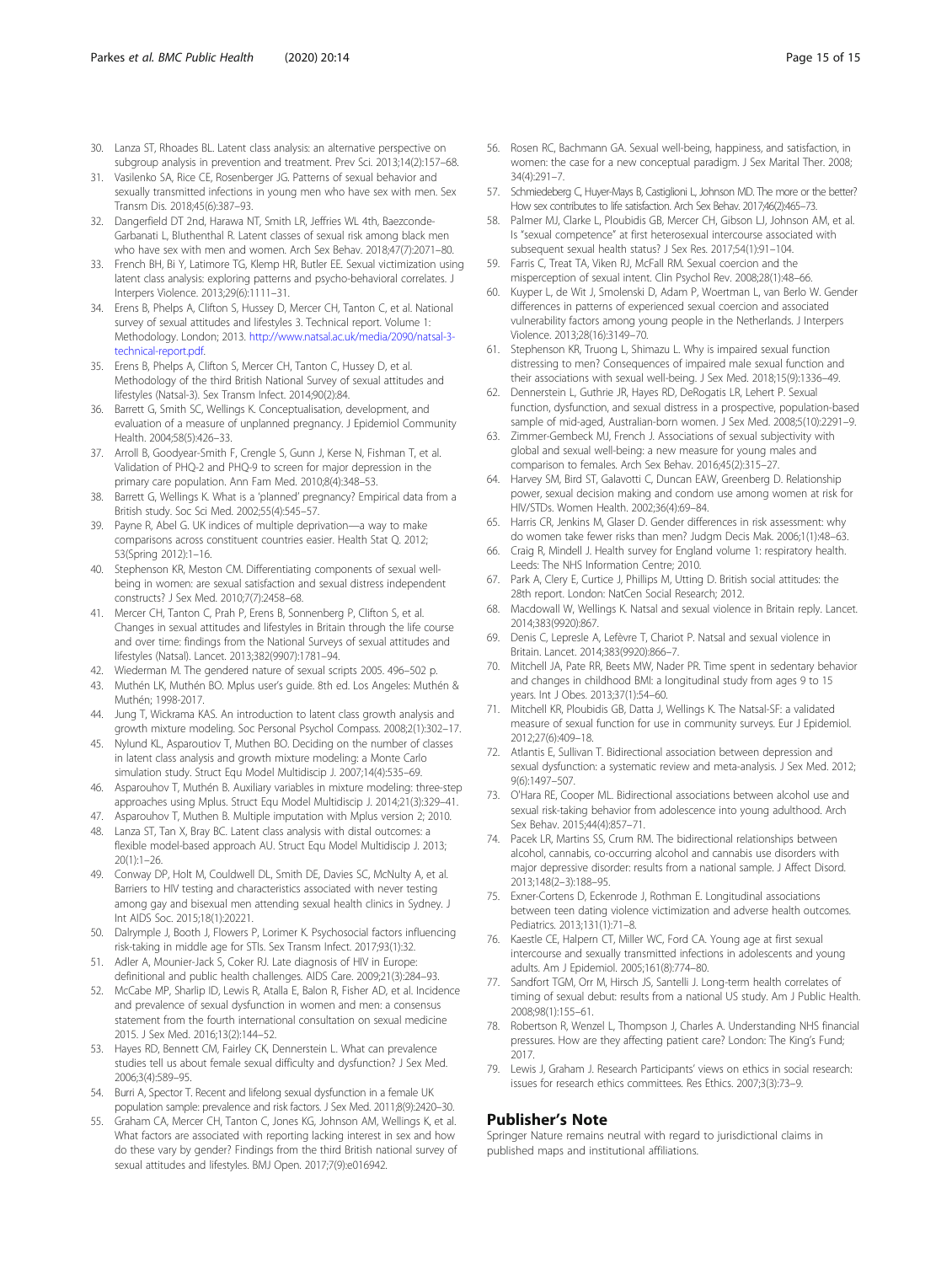30. Lanza ST, Rhoades BL. Latent class analysis: an alternative perspective on subgroup analysis in prevention and treatment. Prev Sci. 2013;14(2):157–68.
31. Vasilenko SA, Rice CE, Rosenberger JG. Patterns of sexual behavior and sexually transmitted infections in young men who have sex with men. Sex Transm Dis. 2018;45(6):387–93.
32. Dangerfield DT 2nd, Harawa NT, Smith LR, Jeffries WL 4th, Baezconde-Garbanati L, Bluthenthal R. Latent classes of sexual risk among black men who have sex with men and women. Arch Sex Behav. 2018;47(7):2071–80.
33. French BH, Bi Y, Latimore TG, Klemp HR, Butler EE. Sexual victimization using latent class analysis: exploring patterns and psycho-behavioral correlates. J Interpers Violence. 2013;29(6):1111–31.
34. Erens B, Phelps A, Clifton S, Hussey D, Mercer CH, Tanton C, et al. National survey of sexual attitudes and lifestyles 3. Technical report. Volume 1: Methodology. London; 2013. http://www.natsal.ac.uk/media/2090/natsal-3-technical-report.pdf.
35. Erens B, Phelps A, Clifton S, Mercer CH, Tanton C, Hussey D, et al. Methodology of the third British National Survey of sexual attitudes and lifestyles (Natsal-3). Sex Transm Infect. 2014;90(2):84.
36. Barrett G, Smith SC, Wellings K. Conceptualisation, development, and evaluation of a measure of unplanned pregnancy. J Epidemiol Community Health. 2004;58(5):426–33.
37. Arroll B, Goodyear-Smith F, Crengle S, Gunn J, Kerse N, Fishman T, et al. Validation of PHQ-2 and PHQ-9 to screen for major depression in the primary care population. Ann Fam Med. 2010;8(4):348–53.
38. Barrett G, Wellings K. What is a 'planned' pregnancy? Empirical data from a British study. Soc Sci Med. 2002;55(4):545–57.
39. Payne R, Abel G. UK indices of multiple deprivation—a way to make comparisons across constituent countries easier. Health Stat Q. 2012; 53(Spring 2012):1–16.
40. Stephenson KR, Meston CM. Differentiating components of sexual well-being in women: are sexual satisfaction and sexual distress independent constructs? J Sex Med. 2010;7(7):2458–68.
41. Mercer CH, Tanton C, Prah P, Erens B, Sonnenberg P, Clifton S, et al. Changes in sexual attitudes and lifestyles in Britain through the life course and over time: findings from the National Surveys of sexual attitudes and lifestyles (Natsal). Lancet. 2013;382(9907):1781–94.
42. Wiederman M. The gendered nature of sexual scripts 2005. 496–502 p.
43. Muthén LK, Muthén BO. Mplus user's guide. 8th ed. Los Angeles: Muthén & Muthén; 1998-2017.
44. Jung T, Wickrama KAS. An introduction to latent class growth analysis and growth mixture modeling. Soc Personal Psychol Compass. 2008;2(1):302–17.
45. Nylund KL, Asparoutiov T, Muthen BO. Deciding on the number of classes in latent class analysis and growth mixture modeling: a Monte Carlo simulation study. Struct Equ Model Multidiscip J. 2007;14(4):535–69.
46. Asparouhov T, Muthén B. Auxiliary variables in mixture modeling: three-step approaches using Mplus. Struct Equ Model Multidiscip J. 2014;21(3):329–41.
47. Asparouhov T, Muthen B. Multiple imputation with Mplus version 2; 2010.
48. Lanza ST, Tan X, Bray BC. Latent class analysis with distal outcomes: a flexible model-based approach AU. Struct Equ Model Multidiscip J. 2013; 20(1):1–26.
49. Conway DP, Holt M, Couldwell DL, Smith DE, Davies SC, McNulty A, et al. Barriers to HIV testing and characteristics associated with never testing among gay and bisexual men attending sexual health clinics in Sydney. J Int AIDS Soc. 2015;18(1):20221.
50. Dalrymple J, Booth J, Flowers P, Lorimer K. Psychosocial factors influencing risk-taking in middle age for STIs. Sex Transm Infect. 2017;93(1):32.
51. Adler A, Mounier-Jack S, Coker RJ. Late diagnosis of HIV in Europe: definitional and public health challenges. AIDS Care. 2009;21(3):284–93.
52. McCabe MP, Sharlip ID, Lewis R, Atalla E, Balon R, Fisher AD, et al. Incidence and prevalence of sexual dysfunction in women and men: a consensus statement from the fourth international consultation on sexual medicine 2015. J Sex Med. 2016;13(2):144–52.
53. Hayes RD, Bennett CM, Fairley CK, Dennerstein L. What can prevalence studies tell us about female sexual difficulty and dysfunction? J Sex Med. 2006;3(4):589–95.
54. Burri A, Spector T. Recent and lifelong sexual dysfunction in a female UK population sample: prevalence and risk factors. J Sex Med. 2011;8(9):2420–30.
55. Graham CA, Mercer CH, Tanton C, Jones KG, Johnson AM, Wellings K, et al. What factors are associated with reporting lacking interest in sex and how do these vary by gender? Findings from the third British national survey of sexual attitudes and lifestyles. BMJ Open. 2017;7(9):e016942.
56. Rosen RC, Bachmann GA. Sexual well-being, happiness, and satisfaction, in women: the case for a new conceptual paradigm. J Sex Marital Ther. 2008; 34(4):291–7.
57. Schmiedeberg C, Huyer-Mays B, Castiglioni L, Johnson MD. The more or the better? How sex contributes to life satisfaction. Arch Sex Behav. 2017;46(2):465–73.
58. Palmer MJ, Clarke L, Ploubidis GB, Mercer CH, Gibson LJ, Johnson AM, et al. Is "sexual competence" at first heterosexual intercourse associated with subsequent sexual health status? J Sex Res. 2017;54(1):91–104.
59. Farris C, Treat TA, Viken RJ, McFall RM. Sexual coercion and the misperception of sexual intent. Clin Psychol Rev. 2008;28(1):48–66.
60. Kuyper L, de Wit J, Smolenski D, Adam P, Woertman L, van Berlo W. Gender differences in patterns of experienced sexual coercion and associated vulnerability factors among young people in the Netherlands. J Interpers Violence. 2013;28(16):3149–70.
61. Stephenson KR, Truong L, Shimazu L. Why is impaired sexual function distressing to men? Consequences of impaired male sexual function and their associations with sexual well-being. J Sex Med. 2018;15(9):1336–49.
62. Dennerstein L, Guthrie JR, Hayes RD, DeRogatis LR, Lehert P. Sexual function, dysfunction, and sexual distress in a prospective, population-based sample of mid-aged, Australian-born women. J Sex Med. 2008;5(10):2291–9.
63. Zimmer-Gembeck MJ, French J. Associations of sexual subjectivity with global and sexual well-being: a new measure for young males and comparison to females. Arch Sex Behav. 2016;45(2):315–27.
64. Harvey SM, Bird ST, Galavotti C, Duncan EAW, Greenberg D. Relationship power, sexual decision making and condom use among women at risk for HIV/STDs. Women Health. 2002;36(4):69–84.
65. Harris CR, Jenkins M, Glaser D. Gender differences in risk assessment: why do women take fewer risks than men? Judgm Decis Mak. 2006;1(1):48–63.
66. Craig R, Mindell J. Health survey for England volume 1: respiratory health. Leeds: The NHS Information Centre; 2010.
67. Park A, Clery E, Curtice J, Phillips M, Utting D. British social attitudes: the 28th report. London: NatCen Social Research; 2012.
68. Macdowall W, Wellings K. Natsal and sexual violence in Britain reply. Lancet. 2014;383(9920):867.
69. Denis C, Lepresle A, Lefèvre T, Chariot P. Natsal and sexual violence in Britain. Lancet. 2014;383(9920):866–7.
70. Mitchell JA, Pate RR, Beets MW, Nader PR. Time spent in sedentary behavior and changes in childhood BMI: a longitudinal study from ages 9 to 15 years. Int J Obes. 2013;37(1):54–60.
71. Mitchell KR, Ploubidis GB, Datta J, Wellings K. The Natsal-SF: a validated measure of sexual function for use in community surveys. Eur J Epidemiol. 2012;27(6):409–18.
72. Atlantis E, Sullivan T. Bidirectional association between depression and sexual dysfunction: a systematic review and meta-analysis. J Sex Med. 2012; 9(6):1497–507.
73. O'Hara RE, Cooper ML. Bidirectional associations between alcohol use and sexual risk-taking behavior from adolescence into young adulthood. Arch Sex Behav. 2015;44(4):857–71.
74. Pacek LR, Martins SS, Crum RM. The bidirectional relationships between alcohol, cannabis, co-occurring alcohol and cannabis use disorders with major depressive disorder: results from a national sample. J Affect Disord. 2013;148(2–3):188–95.
75. Exner-Cortens D, Eckenrode J, Rothman E. Longitudinal associations between teen dating violence victimization and adverse health outcomes. Pediatrics. 2013;131(1):71–8.
76. Kaestle CE, Halpern CT, Miller WC, Ford CA. Young age at first sexual intercourse and sexually transmitted infections in adolescents and young adults. Am J Epidemiol. 2005;161(8):774–80.
77. Sandfort TGM, Orr M, Hirsch JS, Santelli J. Long-term health correlates of timing of sexual debut: results from a national US study. Am J Public Health. 2008;98(1):155–61.
78. Robertson R, Wenzel L, Thompson J, Charles A. Understanding NHS financial pressures. How are they affecting patient care? London: The King's Fund; 2017.
79. Lewis J, Graham J. Research Participants' views on ethics in social research: issues for research ethics committees. Res Ethics. 2007;3(3):73–9.

## Publisher's Note

Springer Nature remains neutral with regard to jurisdictional claims in published maps and institutional affiliations.